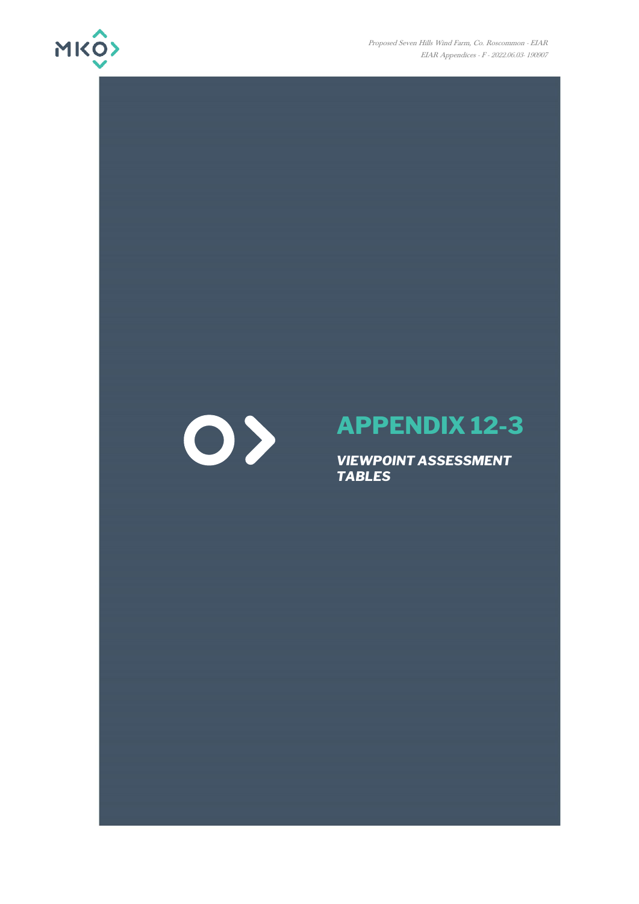# APPENDIX 12-3

***VIEWPOINT ASSESSMENT TABLES***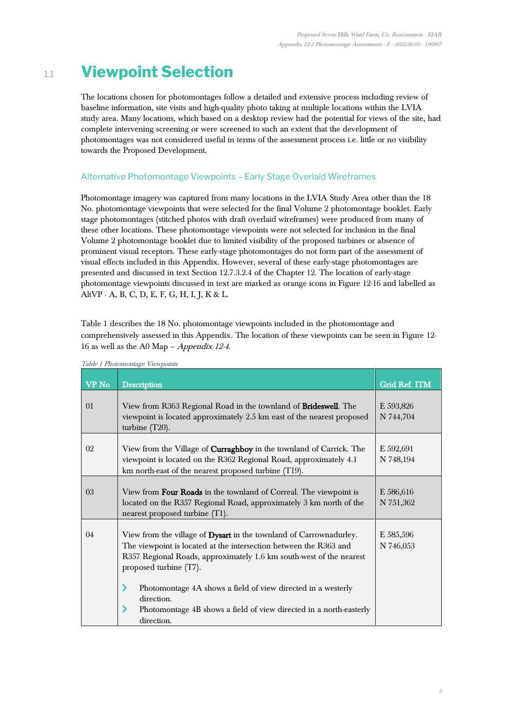# 1.1 Viewpoint Selection

The locations chosen for photomontages follow a detailed and extensive process including review of baseline information, site visits and high-quality photo taking at multiple locations within the LVIA study area. Many locations, which based on a desktop review had the potential for views of the site, had complete intervening screening or were screened to such an extent that the development of photomontages was not considered useful in terms of the assessment process i.e. little or no visibility towards the Proposed Development.

### Alternative Photomontage Viewpoints – Early Stage Overlaid Wireframes

Photomontage imagery was captured from many locations in the LVIA Study Area other than the 18 No. photomontage viewpoints that were selected for the final Volume 2 photomontage booklet. Early stage photomontages (stitched photos with draft overlaid wireframes) were produced from many of these other locations. These photomontage viewpoints were not selected for inclusion in the final Volume 2 photomontage booklet due to limited visibility of the proposed turbines or absence of prominent visual receptors. These early-stage photomontages do not form part of the assessment of visual effects included in this Appendix. However, several of these early-stage photomontages are presented and discussed in text Section 12.7.3.2.4 of the Chapter 12. The location of early-stage photomontage viewpoints discussed in text are marked as orange icons in Figure 12-16 and labelled as AltVP - A, B, C, D, E, F, G, H, I, J, K & L.

Table 1 describes the 18 No. photomontage viewpoints included in the photomontage and comprehensively assessed in this Appendix. The location of these viewpoints can be seen in Figure 12-16 as well as the A0 Map – *Appendix 12-4*.

*Table 1 Photomontage Viewpoints*

| VP No | Description | Grid Ref. ITM |
|---|---|---|
| 01 | View from R363 Regional Road in the townland of **Brideswell**. The viewpoint is located approximately 2.5 km east of the nearest proposed turbine (T20). | E 593,826<br>N 744,704 |
| 02 | View from the Village of **Curraghboy** in the townland of Carrick. The viewpoint is located on the R362 Regional Road, approximately 4.1 km north-east of the nearest proposed turbine (T19). | E 592,691<br>N 748,194 |
| 03 | View from **Four Roads** in the townland of Correal. The viewpoint is located on the R357 Regional Road, approximately 3 km north of the nearest proposed turbine (T1). | E 586,616<br>N 751,362 |
| 04 | View from the village of **Dysart** in the townland of Carrownadurley. The viewpoint is located at the intersection between the R363 and R357 Regional Roads, approximately 1.6 km south-west of the nearest proposed turbine (T7).<br>- Photomontage 4A shows a field of view directed in a westerly direction.<br>- Photomontage 4B shows a field of view directed in a north-easterly direction. | E 585,596<br>N 746,053 |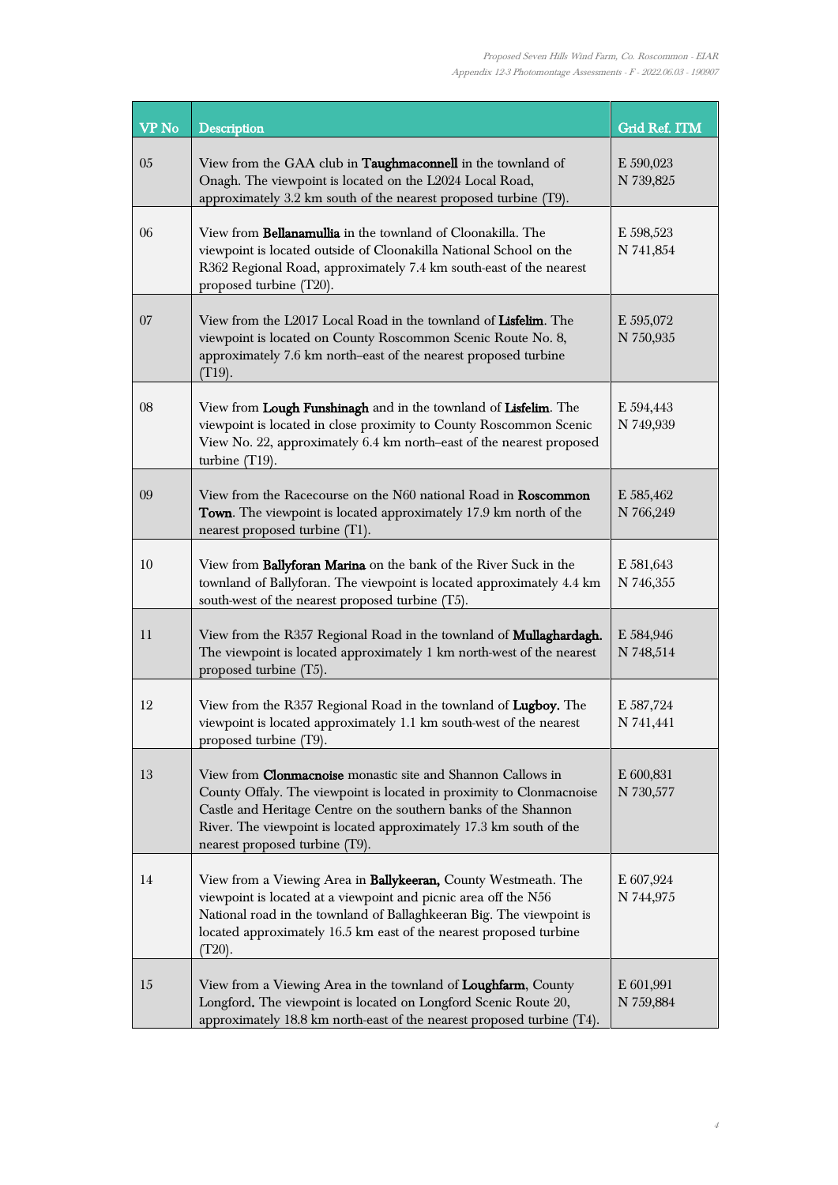| VP No | Description | Grid Ref. ITM |
|---|---|---|
| 05 | View from the GAA club in **Taughmaconnell** in the townland of Onagh. The viewpoint is located on the L2024 Local Road, approximately 3.2 km south of the nearest proposed turbine (T9). | E 590,023 N 739,825 |
| 06 | View from **Bellanamullia** in the townland of Cloonakilla. The viewpoint is located outside of Cloonakilla National School on the R362 Regional Road, approximately 7.4 km south-east of the nearest proposed turbine (T20). | E 598,523 N 741,854 |
| 07 | View from the L2017 Local Road in the townland of **Lisfelim**. The viewpoint is located on County Roscommon Scenic Route No. 8, approximately 7.6 km north–east of the nearest proposed turbine (T19). | E 595,072 N 750,935 |
| 08 | View from **Lough Funshinagh** and in the townland of **Lisfelim**. The viewpoint is located in close proximity to County Roscommon Scenic View No. 22, approximately 6.4 km north–east of the nearest proposed turbine (T19). | E 594,443 N 749,939 |
| 09 | View from the Racecourse on the N60 national Road in **Roscommon Town**. The viewpoint is located approximately 17.9 km north of the nearest proposed turbine (T1). | E 585,462 N 766,249 |
| 10 | View from **Ballyforan Marina** on the bank of the River Suck in the townland of Ballyforan. The viewpoint is located approximately 4.4 km south-west of the nearest proposed turbine (T5). | E 581,643 N 746,355 |
| 11 | View from the R357 Regional Road in the townland of **Mullaghardagh.** The viewpoint is located approximately 1 km north-west of the nearest proposed turbine (T5). | E 584,946 N 748,514 |
| 12 | View from the R357 Regional Road in the townland of **Lugboy.** The viewpoint is located approximately 1.1 km south-west of the nearest proposed turbine (T9). | E 587,724 N 741,441 |
| 13 | View from **Clonmacnoise** monastic site and Shannon Callows in County Offaly. The viewpoint is located in proximity to Clonmacnoise Castle and Heritage Centre on the southern banks of the Shannon River. The viewpoint is located approximately 17.3 km south of the nearest proposed turbine (T9). | E 600,831 N 730,577 |
| 14 | View from a Viewing Area in **Ballykeeran,** County Westmeath. The viewpoint is located at a viewpoint and picnic area off the N56 National road in the townland of Ballaghkeeran Big. The viewpoint is located approximately 16.5 km east of the nearest proposed turbine (T20). | E 607,924 N 744,975 |
| 15 | View from a Viewing Area in the townland of **Loughfarm**, County Longford. The viewpoint is located on Longford Scenic Route 20, approximately 18.8 km north-east of the nearest proposed turbine (T4). | E 601,991 N 759,884 |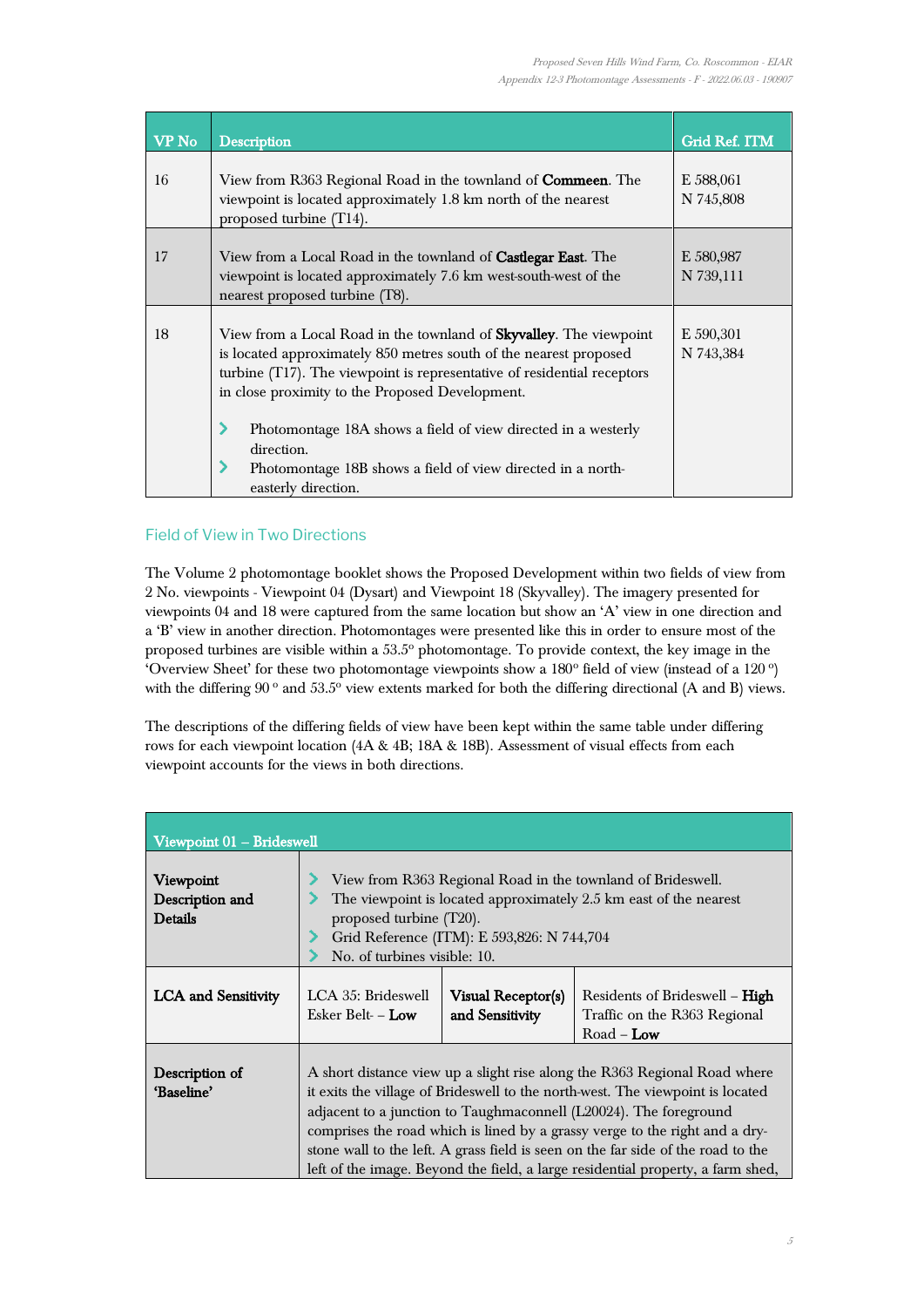| VP No | Description | Grid Ref. ITM |
|---|---|---|
| 16 | View from R363 Regional Road in the townland of **Commeen**. The viewpoint is located approximately 1.8 km north of the nearest proposed turbine (T14). | E 588,061<br>N 745,808 |
| 17 | View from a Local Road in the townland of **Castlegar East**. The viewpoint is located approximately 7.6 km west-south-west of the nearest proposed turbine (T8). | E 580,987<br>N 739,111 |
| 18 | View from a Local Road in the townland of **Skyvalley**. The viewpoint is located approximately 850 metres south of the nearest proposed turbine (T17). The viewpoint is representative of residential receptors in close proximity to the Proposed Development.<br>› Photomontage 18A shows a field of view directed in a westerly direction.<br>› Photomontage 18B shows a field of view directed in a north-easterly direction. | E 590,301<br>N 743,384 |

### Field of View in Two Directions

The Volume 2 photomontage booklet shows the Proposed Development within two fields of view from 2 No. viewpoints - Viewpoint 04 (Dysart) and Viewpoint 18 (Skyvalley). The imagery presented for viewpoints 04 and 18 were captured from the same location but show an 'A' view in one direction and a 'B' view in another direction. Photomontages were presented like this in order to ensure most of the proposed turbines are visible within a 53.5º photomontage. To provide context, the key image in the 'Overview Sheet' for these two photomontage viewpoints show a 180º field of view (instead of a 120 º) with the differing 90 º and 53.5º view extents marked for both the differing directional (A and B) views.

The descriptions of the differing fields of view have been kept within the same table under differing rows for each viewpoint location (4A & 4B; 18A & 18B). Assessment of visual effects from each viewpoint accounts for the views in both directions.

| Viewpoint 01 – Brideswell | | | |
|---|---|---|---|
| **Viewpoint Description and Details** | › View from R363 Regional Road in the townland of Brideswell.<br>› The viewpoint is located approximately 2.5 km east of the nearest proposed turbine (T20).<br>› Grid Reference (ITM): E 593,826: N 744,704<br>› No. of turbines visible: 10. | | |
| **LCA and Sensitivity** | LCA 35: Brideswell Esker Belt- – **Low** | **Visual Receptor(s) and Sensitivity** | Residents of Brideswell – **High**<br>Traffic on the R363 Regional Road – **Low** |
| **Description of 'Baseline'** | A short distance view up a slight rise along the R363 Regional Road where it exits the village of Brideswell to the north-west. The viewpoint is located adjacent to a junction to Taughmaconnell (L20024). The foreground comprises the road which is lined by a grassy verge to the right and a dry-stone wall to the left. A grass field is seen on the far side of the road to the left of the image. Beyond the field, a large residential property, a farm shed, | | |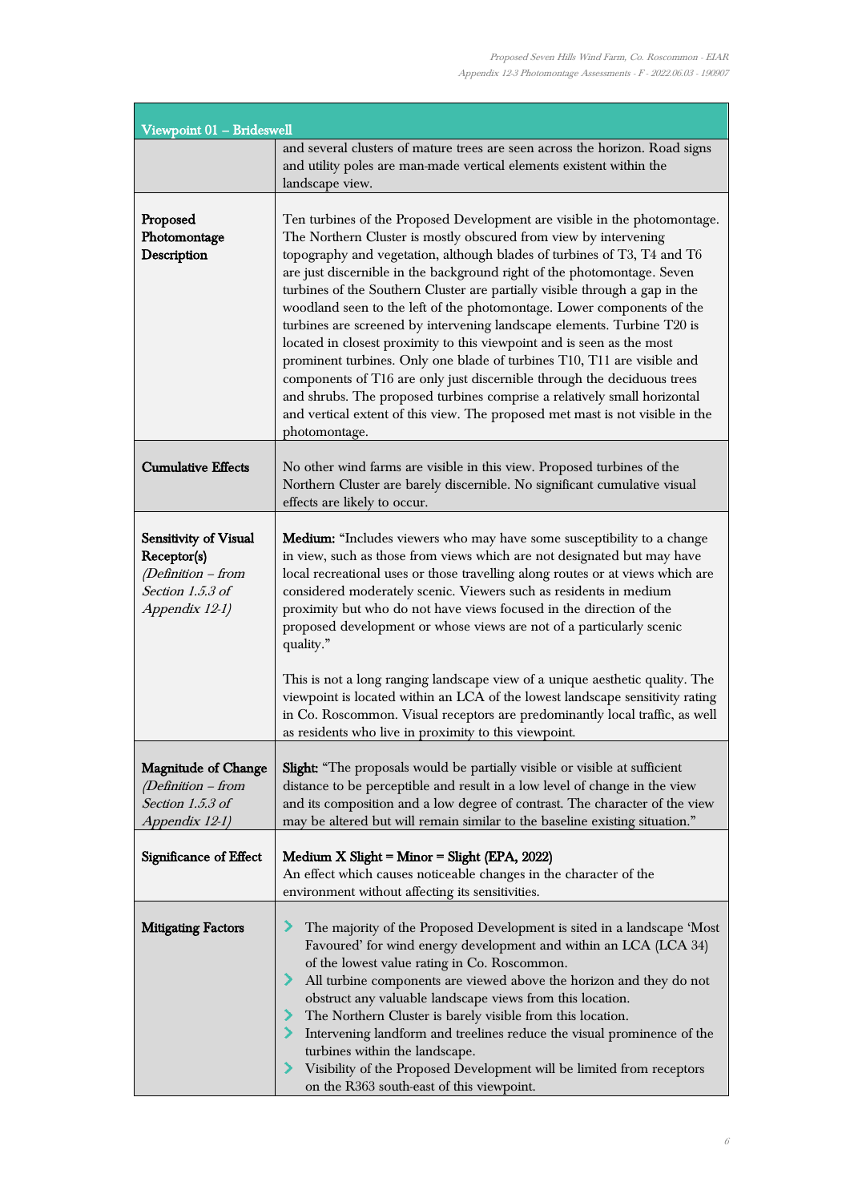| Viewpoint 01 – Brideswell | |
|---|---|
| | and several clusters of mature trees are seen across the horizon. Road signs and utility poles are man-made vertical elements existent within the landscape view. |
| **Proposed Photomontage Description** | Ten turbines of the Proposed Development are visible in the photomontage. The Northern Cluster is mostly obscured from view by intervening topography and vegetation, although blades of turbines of T3, T4 and T6 are just discernible in the background right of the photomontage. Seven turbines of the Southern Cluster are partially visible through a gap in the woodland seen to the left of the photomontage. Lower components of the turbines are screened by intervening landscape elements. Turbine T20 is located in closest proximity to this viewpoint and is seen as the most prominent turbines. Only one blade of turbines T10, T11 are visible and components of T16 are only just discernible through the deciduous trees and shrubs. The proposed turbines comprise a relatively small horizontal and vertical extent of this view. The proposed met mast is not visible in the photomontage. |
| **Cumulative Effects** | No other wind farms are visible in this view. Proposed turbines of the Northern Cluster are barely discernible. No significant cumulative visual effects are likely to occur. |
| **Sensitivity of Visual Receptor(s)** *(Definition – from Section 1.5.3 of Appendix 12-1)* | **Medium:** "Includes viewers who may have some susceptibility to a change in view, such as those from views which are not designated but may have local recreational uses or those travelling along routes or at views which are considered moderately scenic. Viewers such as residents in medium proximity but who do not have views focused in the direction of the proposed development or whose views are not of a particularly scenic quality."<br><br>This is not a long ranging landscape view of a unique aesthetic quality. The viewpoint is located within an LCA of the lowest landscape sensitivity rating in Co. Roscommon. Visual receptors are predominantly local traffic, as well as residents who live in proximity to this viewpoint. |
| **Magnitude of Change** *(Definition – from Section 1.5.3 of Appendix 12-1)* | **Slight:** "The proposals would be partially visible or visible at sufficient distance to be perceptible and result in a low level of change in the view and its composition and a low degree of contrast. The character of the view may be altered but will remain similar to the baseline existing situation." |
| **Significance of Effect** | **Medium X Slight = Minor = Slight (EPA, 2022)**<br>An effect which causes noticeable changes in the character of the environment without affecting its sensitivities. |
| **Mitigating Factors** | • The majority of the Proposed Development is sited in a landscape 'Most Favoured' for wind energy development and within an LCA (LCA 34) of the lowest value rating in Co. Roscommon.<br>• All turbine components are viewed above the horizon and they do not obstruct any valuable landscape views from this location.<br>• The Northern Cluster is barely visible from this location.<br>• Intervening landform and treelines reduce the visual prominence of the turbines within the landscape.<br>• Visibility of the Proposed Development will be limited from receptors on the R363 south-east of this viewpoint. |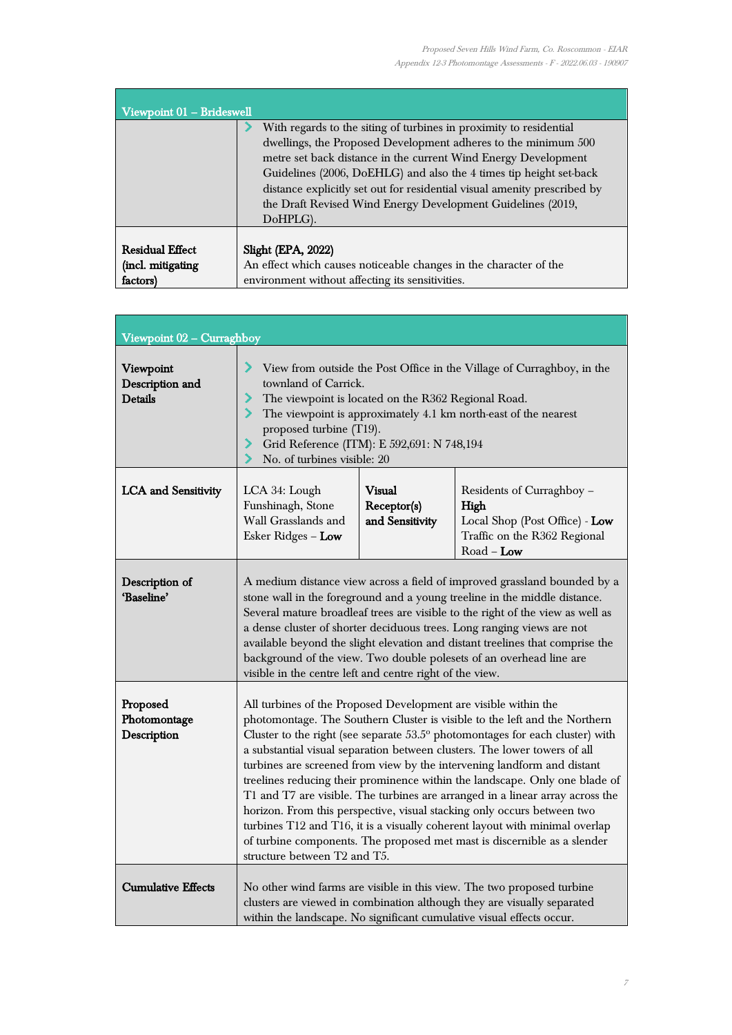| Viewpoint 01 – Brideswell | |
|---|---|
| | With regards to the siting of turbines in proximity to residential dwellings, the Proposed Development adheres to the minimum 500 metre set back distance in the current Wind Energy Development Guidelines (2006, DoEHLG) and also the 4 times tip height set-back distance explicitly set out for residential visual amenity prescribed by the Draft Revised Wind Energy Development Guidelines (2019, DoHPLG). |
| **Residual Effect (incl. mitigating factors)** | **Slight (EPA, 2022)**<br>An effect which causes noticeable changes in the character of the environment without affecting its sensitivities. |

| Viewpoint 02 – Curraghboy | | | |
|---|---|---|---|
| **Viewpoint Description and Details** | - View from outside the Post Office in the Village of Curraghboy, in the townland of Carrick.<br>- The viewpoint is located on the R362 Regional Road.<br>- The viewpoint is approximately 4.1 km north-east of the nearest proposed turbine (T19).<br>- Grid Reference (ITM): E 592,691: N 748,194<br>- No. of turbines visible: 20 | | |
| **LCA and Sensitivity** | LCA 34: Lough Funshinagh, Stone Wall Grasslands and Esker Ridges – **Low** | **Visual Receptor(s) and Sensitivity** | Residents of Curraghboy – **High**<br>Local Shop (Post Office) - **Low**<br>Traffic on the R362 Regional Road – **Low** |
| **Description of 'Baseline'** | A medium distance view across a field of improved grassland bounded by a stone wall in the foreground and a young treeline in the middle distance. Several mature broadleaf trees are visible to the right of the view as well as a dense cluster of shorter deciduous trees. Long ranging views are not available beyond the slight elevation and distant treelines that comprise the background of the view. Two double polesets of an overhead line are visible in the centre left and centre right of the view. | | |
| **Proposed Photomontage Description** | All turbines of the Proposed Development are visible within the photomontage. The Southern Cluster is visible to the left and the Northern Cluster to the right (see separate 53.5º photomontages for each cluster) with a substantial visual separation between clusters. The lower towers of all turbines are screened from view by the intervening landform and distant treelines reducing their prominence within the landscape. Only one blade of T1 and T7 are visible. The turbines are arranged in a linear array across the horizon. From this perspective, visual stacking only occurs between two turbines T12 and T16, it is a visually coherent layout with minimal overlap of turbine components. The proposed met mast is discernible as a slender structure between T2 and T5. | | |
| **Cumulative Effects** | No other wind farms are visible in this view. The two proposed turbine clusters are viewed in combination although they are visually separated within the landscape. No significant cumulative visual effects occur. | | |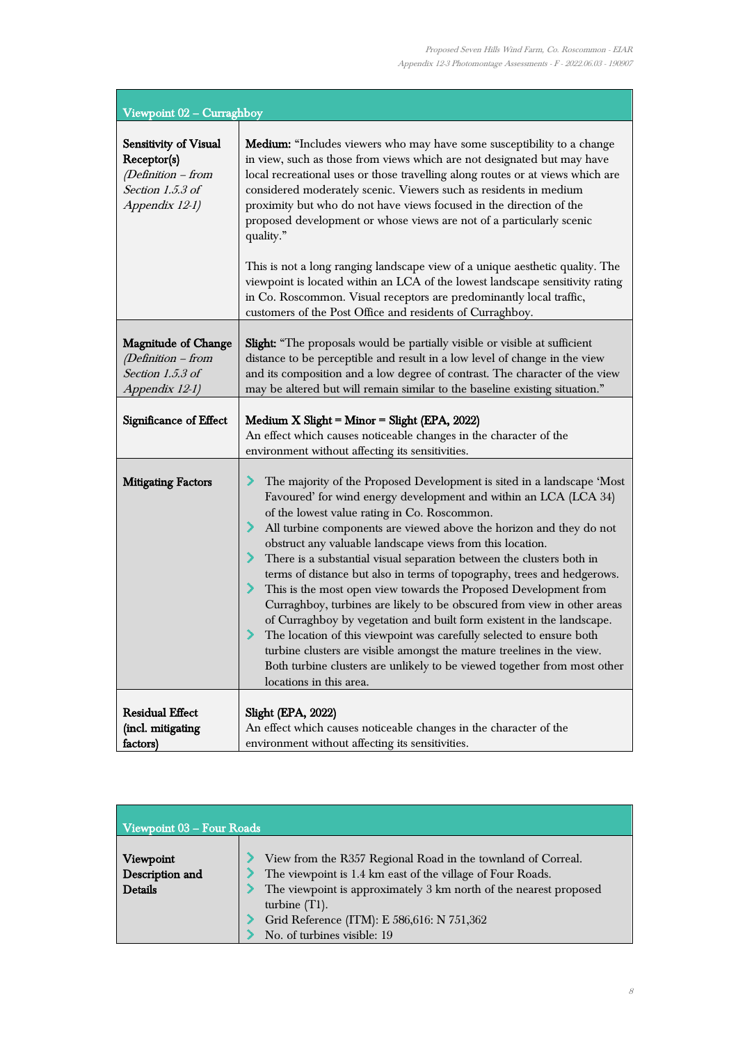| Viewpoint 02 – Curraghboy | |
|---|---|
| **Sensitivity of Visual Receptor(s)** *(Definition – from Section 1.5.3 of Appendix 12-1)* | **Medium:** "Includes viewers who may have some susceptibility to a change in view, such as those from views which are not designated but may have local recreational uses or those travelling along routes or at views which are considered moderately scenic. Viewers such as residents in medium proximity but who do not have views focused in the direction of the proposed development or whose views are not of a particularly scenic quality."<br><br>This is not a long ranging landscape view of a unique aesthetic quality. The viewpoint is located within an LCA of the lowest landscape sensitivity rating in Co. Roscommon. Visual receptors are predominantly local traffic, customers of the Post Office and residents of Curraghboy. |
| **Magnitude of Change** *(Definition – from Section 1.5.3 of Appendix 12-1)* | **Slight:** "The proposals would be partially visible or visible at sufficient distance to be perceptible and result in a low level of change in the view and its composition and a low degree of contrast. The character of the view may be altered but will remain similar to the baseline existing situation." |
| **Significance of Effect** | **Medium X Slight = Minor = Slight (EPA, 2022)**<br>An effect which causes noticeable changes in the character of the environment without affecting its sensitivities. |
| **Mitigating Factors** | - The majority of the Proposed Development is sited in a landscape 'Most Favoured' for wind energy development and within an LCA (LCA 34) of the lowest value rating in Co. Roscommon.<br>- All turbine components are viewed above the horizon and they do not obstruct any valuable landscape views from this location.<br>- There is a substantial visual separation between the clusters both in terms of distance but also in terms of topography, trees and hedgerows.<br>- This is the most open view towards the Proposed Development from Curraghboy, turbines are likely to be obscured from view in other areas of Curraghboy by vegetation and built form existent in the landscape.<br>- The location of this viewpoint was carefully selected to ensure both turbine clusters are visible amongst the mature treelines in the view. Both turbine clusters are unlikely to be viewed together from most other locations in this area. |
| **Residual Effect (incl. mitigating factors)** | **Slight (EPA, 2022)**<br>An effect which causes noticeable changes in the character of the environment without affecting its sensitivities. |

| Viewpoint 03 – Four Roads | |
|---|---|
| **Viewpoint Description and Details** | - View from the R357 Regional Road in the townland of Correal.<br>- The viewpoint is 1.4 km east of the village of Four Roads.<br>- The viewpoint is approximately 3 km north of the nearest proposed turbine (T1).<br>- Grid Reference (ITM): E 586,616: N 751,362<br>- No. of turbines visible: 19 |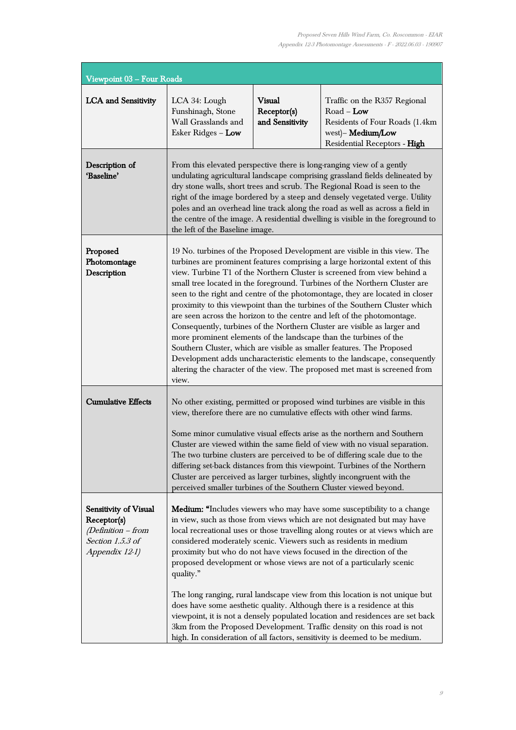| Viewpoint 03 – Four Roads | | | |
|---|---|---|---|
| **LCA and Sensitivity** | LCA 34: Lough Funshinagh, Stone Wall Grasslands and Esker Ridges – **Low** | **Visual Receptor(s) and Sensitivity** | Traffic on the R357 Regional Road – **Low**<br>Residents of Four Roads (1.4km west)– **Medium/Low**<br>Residential Receptors - **High** |
| **Description of 'Baseline'** | From this elevated perspective there is long-ranging view of a gently undulating agricultural landscape comprising grassland fields delineated by dry stone walls, short trees and scrub. The Regional Road is seen to the right of the image bordered by a steep and densely vegetated verge. Utility poles and an overhead line track along the road as well as across a field in the centre of the image. A residential dwelling is visible in the foreground to the left of the Baseline image. | | |
| **Proposed Photomontage Description** | 19 No. turbines of the Proposed Development are visible in this view. The turbines are prominent features comprising a large horizontal extent of this view. Turbine T1 of the Northern Cluster is screened from view behind a small tree located in the foreground. Turbines of the Northern Cluster are seen to the right and centre of the photomontage, they are located in closer proximity to this viewpoint than the turbines of the Southern Cluster which are seen across the horizon to the centre and left of the photomontage. Consequently, turbines of the Northern Cluster are visible as larger and more prominent elements of the landscape than the turbines of the Southern Cluster, which are visible as smaller features. The Proposed Development adds uncharacteristic elements to the landscape, consequently altering the character of the view. The proposed met mast is screened from view. | | |
| **Cumulative Effects** | No other existing, permitted or proposed wind turbines are visible in this view, therefore there are no cumulative effects with other wind farms.<br><br>Some minor cumulative visual effects arise as the northern and Southern Cluster are viewed within the same field of view with no visual separation. The two turbine clusters are perceived to be of differing scale due to the differing set-back distances from this viewpoint. Turbines of the Northern Cluster are perceived as larger turbines, slightly incongruent with the perceived smaller turbines of the Southern Cluster viewed beyond. | | |
| **Sensitivity of Visual Receptor(s)** *(Definition – from Section 1.5.3 of Appendix 12-1)* | **Medium:** "Includes viewers who may have some susceptibility to a change in view, such as those from views which are not designated but may have local recreational uses or those travelling along routes or at views which are considered moderately scenic. Viewers such as residents in medium proximity but who do not have views focused in the direction of the proposed development or whose views are not of a particularly scenic quality."<br><br>The long ranging, rural landscape view from this location is not unique but does have some aesthetic quality. Although there is a residence at this viewpoint, it is not a densely populated location and residences are set back 3km from the Proposed Development. Traffic density on this road is not high. In consideration of all factors, sensitivity is deemed to be medium. | | |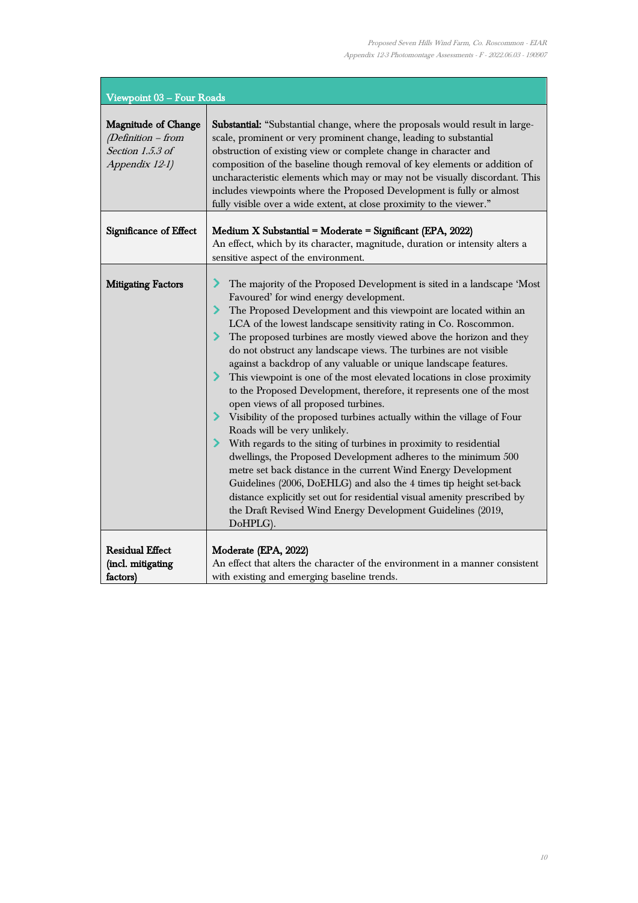| Viewpoint 03 – Four Roads | |
|---|---|
| **Magnitude of Change** *(Definition – from Section 1.5.3 of Appendix 12-1)* | **Substantial:** "Substantial change, where the proposals would result in large-scale, prominent or very prominent change, leading to substantial obstruction of existing view or complete change in character and composition of the baseline though removal of key elements or addition of uncharacteristic elements which may or may not be visually discordant. This includes viewpoints where the Proposed Development is fully or almost fully visible over a wide extent, at close proximity to the viewer." |
| **Significance of Effect** | **Medium X Substantial = Moderate = Significant (EPA, 2022)**<br>An effect, which by its character, magnitude, duration or intensity alters a sensitive aspect of the environment. |
| **Mitigating Factors** | - The majority of the Proposed Development is sited in a landscape 'Most Favoured' for wind energy development.<br>- The Proposed Development and this viewpoint are located within an LCA of the lowest landscape sensitivity rating in Co. Roscommon.<br>- The proposed turbines are mostly viewed above the horizon and they do not obstruct any landscape views. The turbines are not visible against a backdrop of any valuable or unique landscape features.<br>- This viewpoint is one of the most elevated locations in close proximity to the Proposed Development, therefore, it represents one of the most open views of all proposed turbines.<br>- Visibility of the proposed turbines actually within the village of Four Roads will be very unlikely.<br>- With regards to the siting of turbines in proximity to residential dwellings, the Proposed Development adheres to the minimum 500 metre set back distance in the current Wind Energy Development Guidelines (2006, DoEHLG) and also the 4 times tip height set-back distance explicitly set out for residential visual amenity prescribed by the Draft Revised Wind Energy Development Guidelines (2019, DoHPLG). |
| **Residual Effect (incl. mitigating factors)** | **Moderate (EPA, 2022)**<br>An effect that alters the character of the environment in a manner consistent with existing and emerging baseline trends. |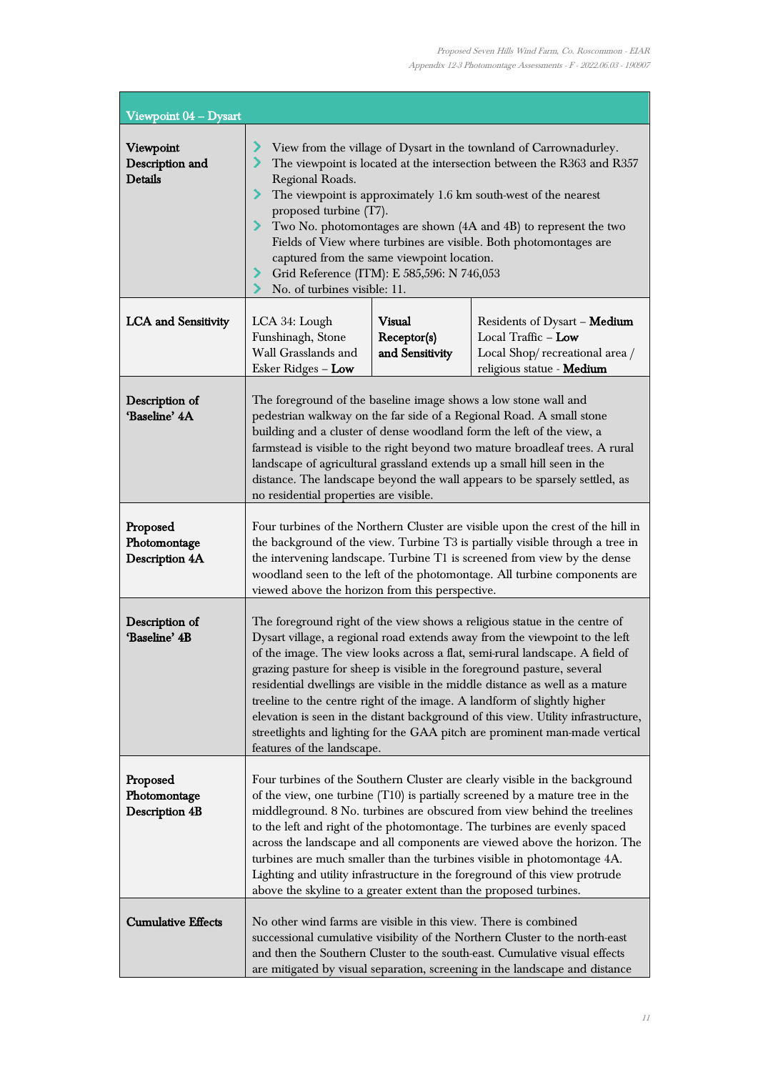| Viewpoint 04 – Dysart | | | |
|---|---|---|---|
| **Viewpoint Description and Details** | - View from the village of Dysart in the townland of Carrownadurley.<br>- The viewpoint is located at the intersection between the R363 and R357 Regional Roads.<br>- The viewpoint is approximately 1.6 km south-west of the nearest proposed turbine (T7).<br>- Two No. photomontages are shown (4A and 4B) to represent the two Fields of View where turbines are visible. Both photomontages are captured from the same viewpoint location.<br>- Grid Reference (ITM): E 585,596: N 746,053<br>- No. of turbines visible: 11. | | |
| **LCA and Sensitivity** | LCA 34: Lough Funshinagh, Stone Wall Grasslands and Esker Ridges – **Low** | **Visual Receptor(s) and Sensitivity** | Residents of Dysart – **Medium**<br>Local Traffic – **Low**<br>Local Shop/ recreational area / religious statue - **Medium** |
| **Description of 'Baseline' 4A** | The foreground of the baseline image shows a low stone wall and pedestrian walkway on the far side of a Regional Road. A small stone building and a cluster of dense woodland form the left of the view, a farmstead is visible to the right beyond two mature broadleaf trees. A rural landscape of agricultural grassland extends up a small hill seen in the distance. The landscape beyond the wall appears to be sparsely settled, as no residential properties are visible. | | |
| **Proposed Photomontage Description 4A** | Four turbines of the Northern Cluster are visible upon the crest of the hill in the background of the view. Turbine T3 is partially visible through a tree in the intervening landscape. Turbine T1 is screened from view by the dense woodland seen to the left of the photomontage. All turbine components are viewed above the horizon from this perspective. | | |
| **Description of 'Baseline' 4B** | The foreground right of the view shows a religious statue in the centre of Dysart village, a regional road extends away from the viewpoint to the left of the image. The view looks across a flat, semi-rural landscape. A field of grazing pasture for sheep is visible in the foreground pasture, several residential dwellings are visible in the middle distance as well as a mature treeline to the centre right of the image. A landform of slightly higher elevation is seen in the distant background of this view. Utility infrastructure, streetlights and lighting for the GAA pitch are prominent man-made vertical features of the landscape. | | |
| **Proposed Photomontage Description 4B** | Four turbines of the Southern Cluster are clearly visible in the background of the view, one turbine (T10) is partially screened by a mature tree in the middleground. 8 No. turbines are obscured from view behind the treelines to the left and right of the photomontage. The turbines are evenly spaced across the landscape and all components are viewed above the horizon. The turbines are much smaller than the turbines visible in photomontage 4A. Lighting and utility infrastructure in the foreground of this view protrude above the skyline to a greater extent than the proposed turbines. | | |
| **Cumulative Effects** | No other wind farms are visible in this view. There is combined successional cumulative visibility of the Northern Cluster to the north-east and then the Southern Cluster to the south-east. Cumulative visual effects are mitigated by visual separation, screening in the landscape and distance | | |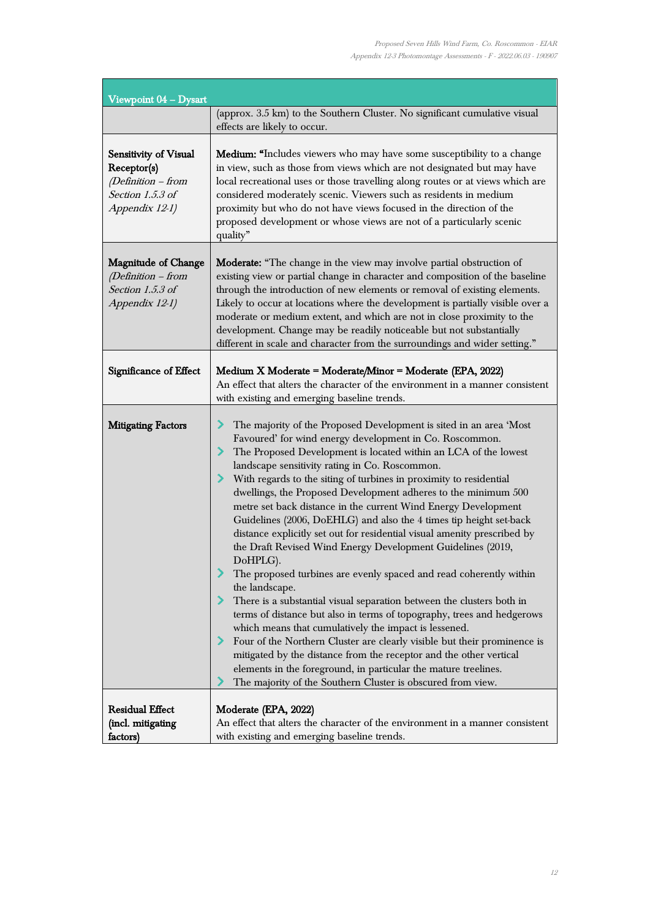| Viewpoint 04 – Dysart | |
|---|---|
| | (approx. 3.5 km) to the Southern Cluster. No significant cumulative visual effects are likely to occur. |
| **Sensitivity of Visual Receptor(s)** *(Definition – from Section 1.5.3 of Appendix 12-1)* | **Medium:** "Includes viewers who may have some susceptibility to a change in view, such as those from views which are not designated but may have local recreational uses or those travelling along routes or at views which are considered moderately scenic. Viewers such as residents in medium proximity but who do not have views focused in the direction of the proposed development or whose views are not of a particularly scenic quality" |
| **Magnitude of Change** *(Definition – from Section 1.5.3 of Appendix 12-1)* | **Moderate:** "The change in the view may involve partial obstruction of existing view or partial change in character and composition of the baseline through the introduction of new elements or removal of existing elements. Likely to occur at locations where the development is partially visible over a moderate or medium extent, and which are not in close proximity to the development. Change may be readily noticeable but not substantially different in scale and character from the surroundings and wider setting." |
| **Significance of Effect** | **Medium X Moderate = Moderate/Minor = Moderate (EPA, 2022)**<br>An effect that alters the character of the environment in a manner consistent with existing and emerging baseline trends. |
| **Mitigating Factors** | › The majority of the Proposed Development is sited in an area 'Most Favoured' for wind energy development in Co. Roscommon.<br>› The Proposed Development is located within an LCA of the lowest landscape sensitivity rating in Co. Roscommon.<br>› With regards to the siting of turbines in proximity to residential dwellings, the Proposed Development adheres to the minimum 500 metre set back distance in the current Wind Energy Development Guidelines (2006, DoEHLG) and also the 4 times tip height set-back distance explicitly set out for residential visual amenity prescribed by the Draft Revised Wind Energy Development Guidelines (2019, DoHPLG).<br>› The proposed turbines are evenly spaced and read coherently within the landscape.<br>› There is a substantial visual separation between the clusters both in terms of distance but also in terms of topography, trees and hedgerows which means that cumulatively the impact is lessened.<br>› Four of the Northern Cluster are clearly visible but their prominence is mitigated by the distance from the receptor and the other vertical elements in the foreground, in particular the mature treelines.<br>› The majority of the Southern Cluster is obscured from view. |
| **Residual Effect (incl. mitigating factors)** | **Moderate (EPA, 2022)**<br>An effect that alters the character of the environment in a manner consistent with existing and emerging baseline trends. |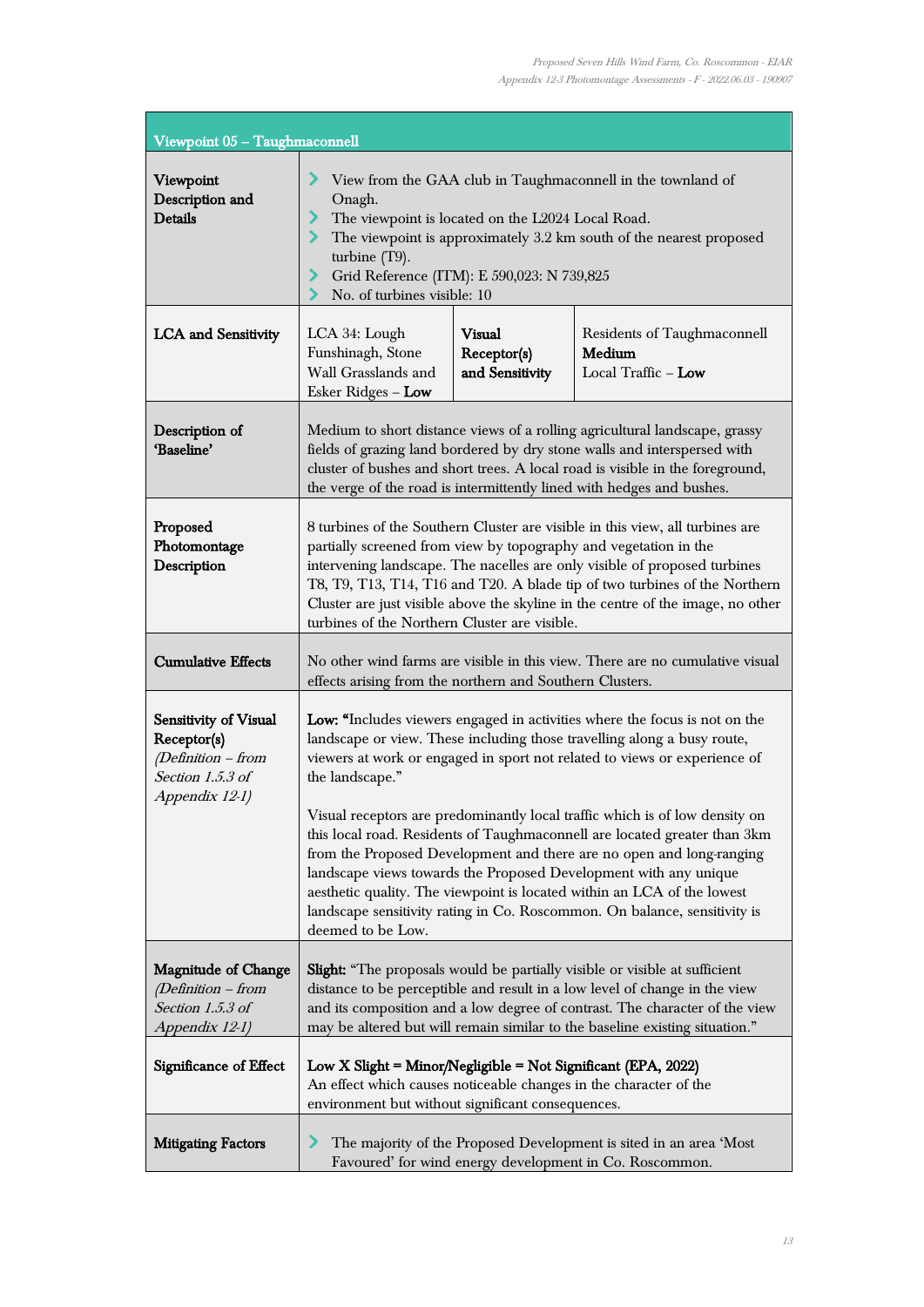| Viewpoint 05 – Taughmaconnell | | | |
|---|---|---|---|
| **Viewpoint Description and Details** | - View from the GAA club in Taughmaconnell in the townland of Onagh.<br>- The viewpoint is located on the L2024 Local Road.<br>- The viewpoint is approximately 3.2 km south of the nearest proposed turbine (T9).<br>- Grid Reference (ITM): E 590,023: N 739,825<br>- No. of turbines visible: 10 | | |
| **LCA and Sensitivity** | LCA 34: Lough Funshinagh, Stone Wall Grasslands and Esker Ridges – **Low** | **Visual Receptor(s) and Sensitivity** | Residents of Taughmaconnell **Medium**<br>Local Traffic – **Low** |
| **Description of 'Baseline'** | Medium to short distance views of a rolling agricultural landscape, grassy fields of grazing land bordered by dry stone walls and interspersed with cluster of bushes and short trees. A local road is visible in the foreground, the verge of the road is intermittently lined with hedges and bushes. | | |
| **Proposed Photomontage Description** | 8 turbines of the Southern Cluster are visible in this view, all turbines are partially screened from view by topography and vegetation in the intervening landscape. The nacelles are only visible of proposed turbines T8, T9, T13, T14, T16 and T20. A blade tip of two turbines of the Northern Cluster are just visible above the skyline in the centre of the image, no other turbines of the Northern Cluster are visible. | | |
| **Cumulative Effects** | No other wind farms are visible in this view. There are no cumulative visual effects arising from the northern and Southern Clusters. | | |
| **Sensitivity of Visual Receptor(s)** *(Definition – from Section 1.5.3 of Appendix 12-1)* | **Low:** "Includes viewers engaged in activities where the focus is not on the landscape or view. These including those travelling along a busy route, viewers at work or engaged in sport not related to views or experience of the landscape."<br><br>Visual receptors are predominantly local traffic which is of low density on this local road. Residents of Taughmaconnell are located greater than 3km from the Proposed Development and there are no open and long-ranging landscape views towards the Proposed Development with any unique aesthetic quality. The viewpoint is located within an LCA of the lowest landscape sensitivity rating in Co. Roscommon. On balance, sensitivity is deemed to be Low. | | |
| **Magnitude of Change** *(Definition – from Section 1.5.3 of Appendix 12-1)* | **Slight:** "The proposals would be partially visible or visible at sufficient distance to be perceptible and result in a low level of change in the view and its composition and a low degree of contrast. The character of the view may be altered but will remain similar to the baseline existing situation." | | |
| **Significance of Effect** | **Low X Slight = Minor/Negligible = Not Significant (EPA, 2022)**<br>An effect which causes noticeable changes in the character of the environment but without significant consequences. | | |
| **Mitigating Factors** | - The majority of the Proposed Development is sited in an area 'Most Favoured' for wind energy development in Co. Roscommon. | | |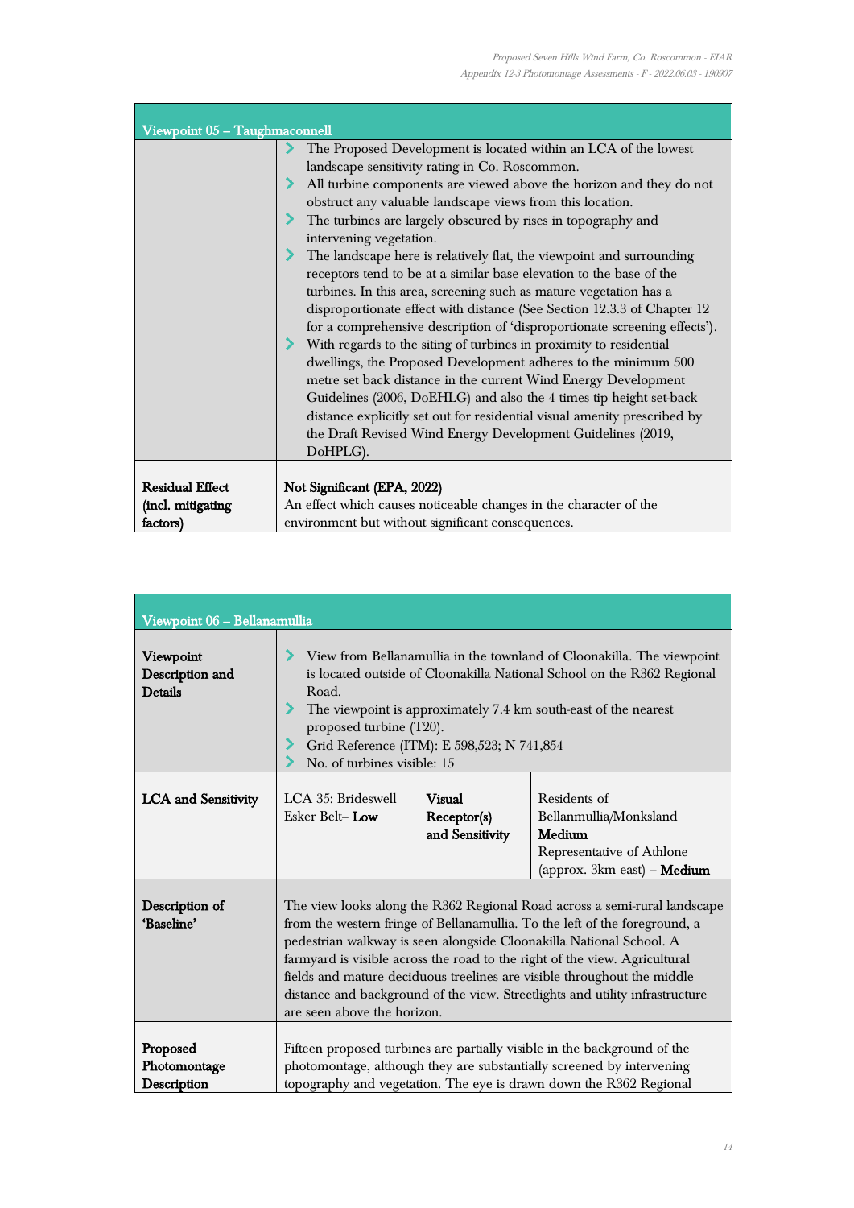| Viewpoint 05 – Taughmaconnell | |
|---|---|
| | - The Proposed Development is located within an LCA of the lowest landscape sensitivity rating in Co. Roscommon.<br>- All turbine components are viewed above the horizon and they do not obstruct any valuable landscape views from this location.<br>- The turbines are largely obscured by rises in topography and intervening vegetation.<br>- The landscape here is relatively flat, the viewpoint and surrounding receptors tend to be at a similar base elevation to the base of the turbines. In this area, screening such as mature vegetation has a disproportionate effect with distance (See Section 12.3.3 of Chapter 12 for a comprehensive description of 'disproportionate screening effects').<br>- With regards to the siting of turbines in proximity to residential dwellings, the Proposed Development adheres to the minimum 500 metre set back distance in the current Wind Energy Development Guidelines (2006, DoEHLG) and also the 4 times tip height set-back distance explicitly set out for residential visual amenity prescribed by the Draft Revised Wind Energy Development Guidelines (2019, DoHPLG). |
| **Residual Effect (incl. mitigating factors)** | **Not Significant (EPA, 2022)**<br>An effect which causes noticeable changes in the character of the environment but without significant consequences. |

| Viewpoint 06 – Bellanamullia | | | |
|---|---|---|---|
| **Viewpoint Description and Details** | - View from Bellanamullia in the townland of Cloonakilla. The viewpoint is located outside of Cloonakilla National School on the R362 Regional Road.<br>- The viewpoint is approximately 7.4 km south-east of the nearest proposed turbine (T20).<br>- Grid Reference (ITM): E 598,523; N 741,854<br>- No. of turbines visible: 15 | | |
| **LCA and Sensitivity** | LCA 35: Brideswell Esker Belt– **Low** | **Visual Receptor(s) and Sensitivity** | Residents of Bellanmullia/Monksland **Medium**<br>Representative of Athlone (approx. 3km east) – **Medium** |
| **Description of 'Baseline'** | The view looks along the R362 Regional Road across a semi-rural landscape from the western fringe of Bellanamullia. To the left of the foreground, a pedestrian walkway is seen alongside Cloonakilla National School. A farmyard is visible across the road to the right of the view. Agricultural fields and mature deciduous treelines are visible throughout the middle distance and background of the view. Streetlights and utility infrastructure are seen above the horizon. | | |
| **Proposed Photomontage Description** | Fifteen proposed turbines are partially visible in the background of the photomontage, although they are substantially screened by intervening topography and vegetation. The eye is drawn down the R362 Regional | | |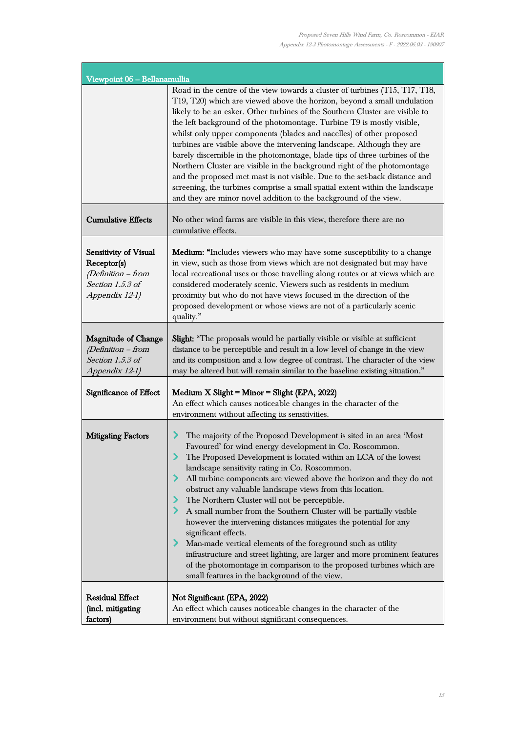| Viewpoint 06 – Bellanamullia | |
|---|---|
| | Road in the centre of the view towards a cluster of turbines (T15, T17, T18, T19, T20) which are viewed above the horizon, beyond a small undulation likely to be an esker. Other turbines of the Southern Cluster are visible to the left background of the photomontage. Turbine T9 is mostly visible, whilst only upper components (blades and nacelles) of other proposed turbines are visible above the intervening landscape. Although they are barely discernible in the photomontage, blade tips of three turbines of the Northern Cluster are visible in the background right of the photomontage and the proposed met mast is not visible. Due to the set-back distance and screening, the turbines comprise a small spatial extent within the landscape and they are minor novel addition to the background of the view. |
| **Cumulative Effects** | No other wind farms are visible in this view, therefore there are no cumulative effects. |
| **Sensitivity of Visual Receptor(s)** *(Definition – from Section 1.5.3 of Appendix 12-1)* | **Medium:** "Includes viewers who may have some susceptibility to a change in view, such as those from views which are not designated but may have local recreational uses or those travelling along routes or at views which are considered moderately scenic. Viewers such as residents in medium proximity but who do not have views focused in the direction of the proposed development or whose views are not of a particularly scenic quality." |
| **Magnitude of Change** *(Definition – from Section 1.5.3 of Appendix 12-1)* | **Slight:** "The proposals would be partially visible or visible at sufficient distance to be perceptible and result in a low level of change in the view and its composition and a low degree of contrast. The character of the view may be altered but will remain similar to the baseline existing situation." |
| **Significance of Effect** | **Medium X Slight = Minor = Slight (EPA, 2022)**<br>An effect which causes noticeable changes in the character of the environment without affecting its sensitivities. |
| **Mitigating Factors** | - The majority of the Proposed Development is sited in an area 'Most Favoured' for wind energy development in Co. Roscommon.<br>- The Proposed Development is located within an LCA of the lowest landscape sensitivity rating in Co. Roscommon.<br>- All turbine components are viewed above the horizon and they do not obstruct any valuable landscape views from this location.<br>- The Northern Cluster will not be perceptible.<br>- A small number from the Southern Cluster will be partially visible however the intervening distances mitigates the potential for any significant effects.<br>- Man-made vertical elements of the foreground such as utility infrastructure and street lighting, are larger and more prominent features of the photomontage in comparison to the proposed turbines which are small features in the background of the view. |
| **Residual Effect (incl. mitigating factors)** | **Not Significant (EPA, 2022)**<br>An effect which causes noticeable changes in the character of the environment but without significant consequences. |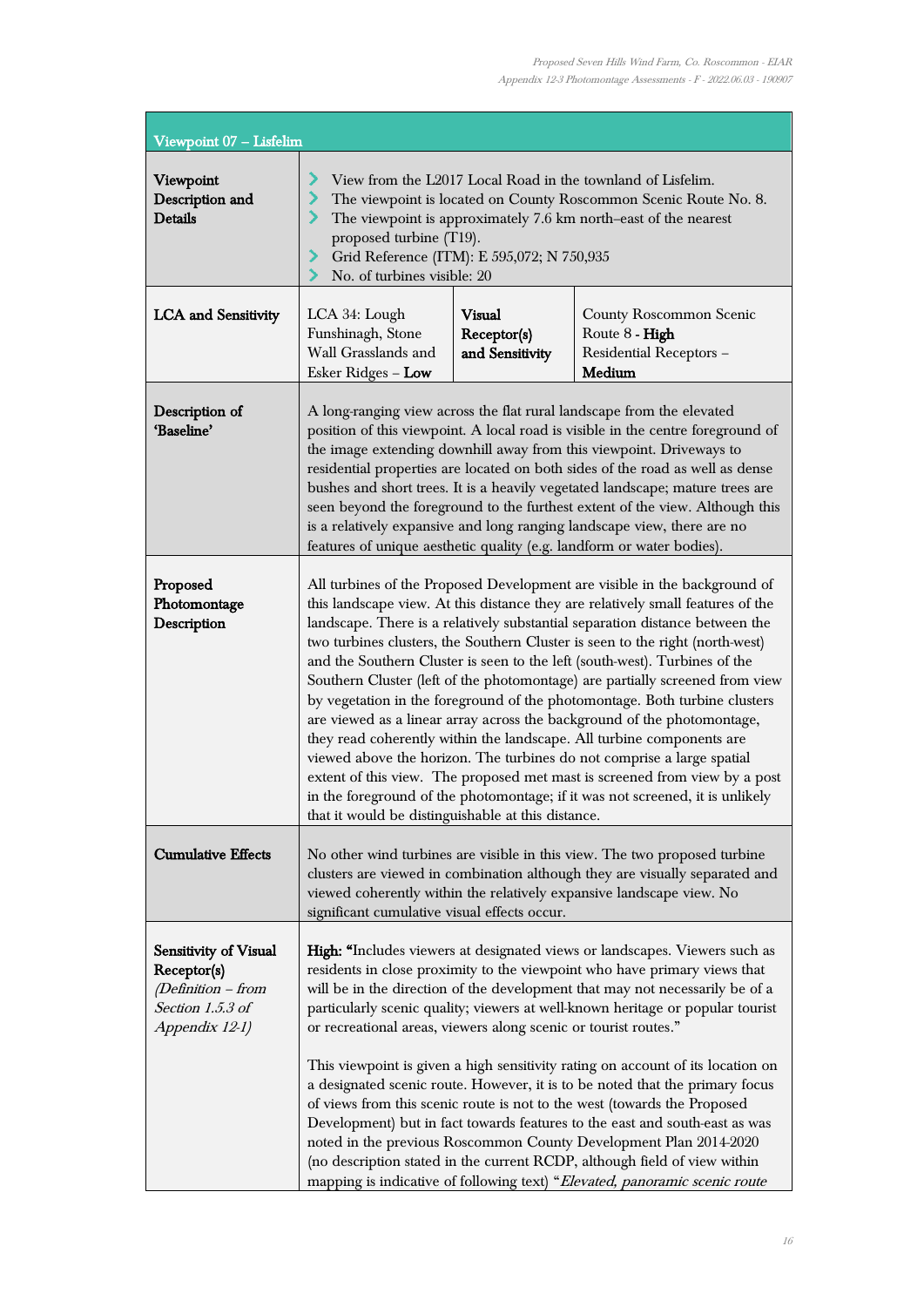| Viewpoint 07 – Lisfelim | | | |
|---|---|---|---|
| **Viewpoint Description and Details** | - View from the L2017 Local Road in the townland of Lisfelim.<br>- The viewpoint is located on County Roscommon Scenic Route No. 8.<br>- The viewpoint is approximately 7.6 km north–east of the nearest proposed turbine (T19).<br>- Grid Reference (ITM): E 595,072; N 750,935<br>- No. of turbines visible: 20 | | |
| **LCA and Sensitivity** | LCA 34: Lough Funshinagh, Stone Wall Grasslands and Esker Ridges – **Low** | **Visual Receptor(s) and Sensitivity** | County Roscommon Scenic Route 8 - **High**<br>Residential Receptors – **Medium** |
| **Description of 'Baseline'** | A long-ranging view across the flat rural landscape from the elevated position of this viewpoint. A local road is visible in the centre foreground of the image extending downhill away from this viewpoint. Driveways to residential properties are located on both sides of the road as well as dense bushes and short trees. It is a heavily vegetated landscape; mature trees are seen beyond the foreground to the furthest extent of the view. Although this is a relatively expansive and long ranging landscape view, there are no features of unique aesthetic quality (e.g. landform or water bodies). | | |
| **Proposed Photomontage Description** | All turbines of the Proposed Development are visible in the background of this landscape view. At this distance they are relatively small features of the landscape. There is a relatively substantial separation distance between the two turbines clusters, the Southern Cluster is seen to the right (north-west) and the Southern Cluster is seen to the left (south-west). Turbines of the Southern Cluster (left of the photomontage) are partially screened from view by vegetation in the foreground of the photomontage. Both turbine clusters are viewed as a linear array across the background of the photomontage, they read coherently within the landscape. All turbine components are viewed above the horizon. The turbines do not comprise a large spatial extent of this view. The proposed met mast is screened from view by a post in the foreground of the photomontage; if it was not screened, it is unlikely that it would be distinguishable at this distance. | | |
| **Cumulative Effects** | No other wind turbines are visible in this view. The two proposed turbine clusters are viewed in combination although they are visually separated and viewed coherently within the relatively expansive landscape view. No significant cumulative visual effects occur. | | |
| **Sensitivity of Visual Receptor(s)** *(Definition – from Section 1.5.3 of Appendix 12-1)* | **High:** "Includes viewers at designated views or landscapes. Viewers such as residents in close proximity to the viewpoint who have primary views that will be in the direction of the development that may not necessarily be of a particularly scenic quality; viewers at well-known heritage or popular tourist or recreational areas, viewers along scenic or tourist routes."<br><br>This viewpoint is given a high sensitivity rating on account of its location on a designated scenic route. However, it is to be noted that the primary focus of views from this scenic route is not to the west (towards the Proposed Development) but in fact towards features to the east and south-east as was noted in the previous Roscommon County Development Plan 2014-2020 (no description stated in the current RCDP, although field of view within mapping is indicative of following text) "*Elevated, panoramic scenic route* | | |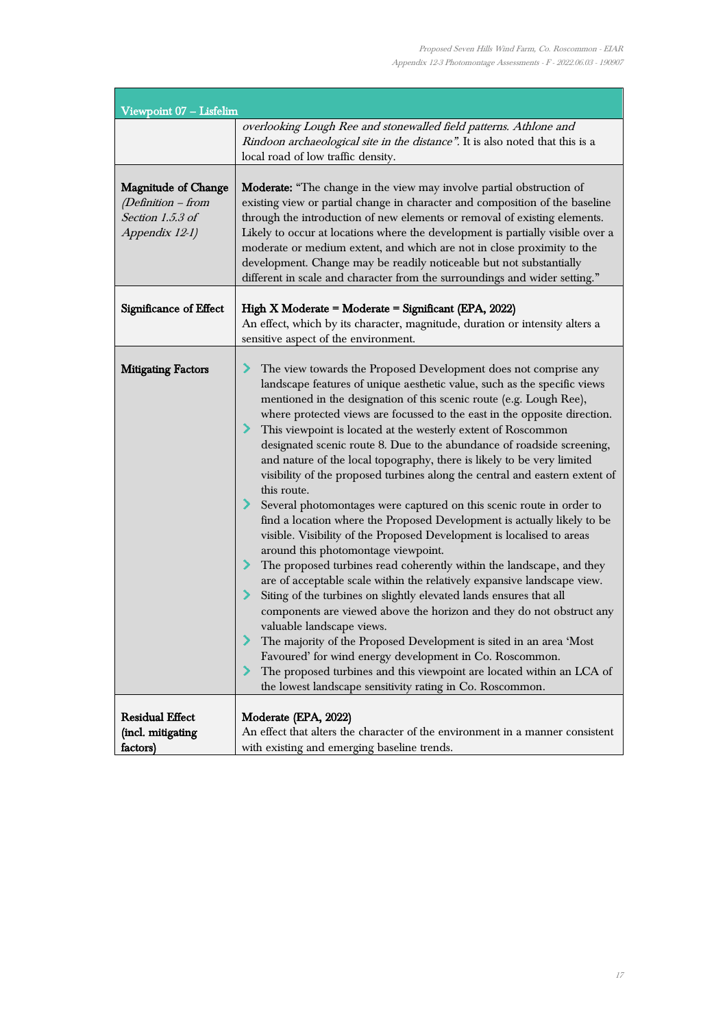| Viewpoint 07 – Lisfelim | |
|---|---|
| | *overlooking Lough Ree and stonewalled field patterns. Athlone and Rindoon archaeological site in the distance".* It is also noted that this is a local road of low traffic density. |
| **Magnitude of Change** *(Definition – from Section 1.5.3 of Appendix 12-1)* | **Moderate:** "The change in the view may involve partial obstruction of existing view or partial change in character and composition of the baseline through the introduction of new elements or removal of existing elements. Likely to occur at locations where the development is partially visible over a moderate or medium extent, and which are not in close proximity to the development. Change may be readily noticeable but not substantially different in scale and character from the surroundings and wider setting." |
| **Significance of Effect** | **High X Moderate = Moderate = Significant (EPA, 2022)**<br>An effect, which by its character, magnitude, duration or intensity alters a sensitive aspect of the environment. |
| **Mitigating Factors** | - The view towards the Proposed Development does not comprise any landscape features of unique aesthetic value, such as the specific views mentioned in the designation of this scenic route (e.g. Lough Ree), where protected views are focussed to the east in the opposite direction.<br>- This viewpoint is located at the westerly extent of Roscommon designated scenic route 8. Due to the abundance of roadside screening, and nature of the local topography, there is likely to be very limited visibility of the proposed turbines along the central and eastern extent of this route.<br>- Several photomontages were captured on this scenic route in order to find a location where the Proposed Development is actually likely to be visible. Visibility of the Proposed Development is localised to areas around this photomontage viewpoint.<br>- The proposed turbines read coherently within the landscape, and they are of acceptable scale within the relatively expansive landscape view.<br>- Siting of the turbines on slightly elevated lands ensures that all components are viewed above the horizon and they do not obstruct any valuable landscape views.<br>- The majority of the Proposed Development is sited in an area 'Most Favoured' for wind energy development in Co. Roscommon.<br>- The proposed turbines and this viewpoint are located within an LCA of the lowest landscape sensitivity rating in Co. Roscommon. |
| **Residual Effect (incl. mitigating factors)** | **Moderate (EPA, 2022)**<br>An effect that alters the character of the environment in a manner consistent with existing and emerging baseline trends. |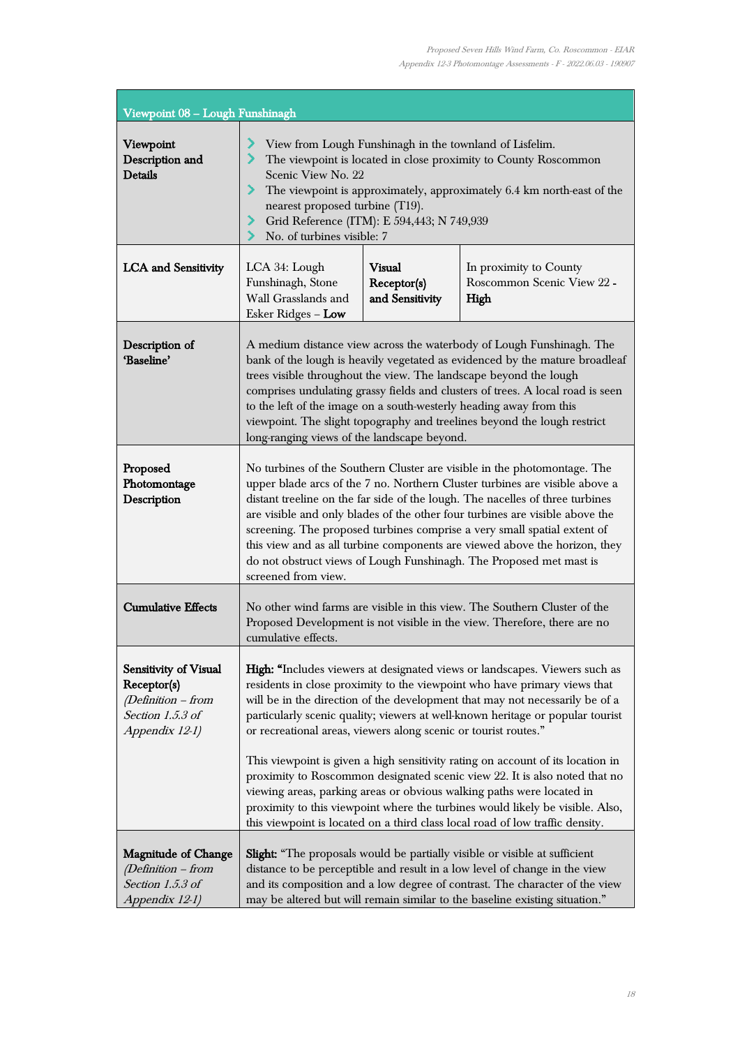| Viewpoint 08 – Lough Funshinagh | | | |
|---|---|---|---|
| **Viewpoint Description and Details** | - View from Lough Funshinagh in the townland of Lisfelim.<br>- The viewpoint is located in close proximity to County Roscommon Scenic View No. 22<br>- The viewpoint is approximately, approximately 6.4 km north-east of the nearest proposed turbine (T19).<br>- Grid Reference (ITM): E 594,443; N 749,939<br>- No. of turbines visible: 7 | | |
| **LCA and Sensitivity** | LCA 34: Lough Funshinagh, Stone Wall Grasslands and Esker Ridges – **Low** | **Visual Receptor(s) and Sensitivity** | In proximity to County Roscommon Scenic View 22 - **High** |
| **Description of 'Baseline'** | A medium distance view across the waterbody of Lough Funshinagh. The bank of the lough is heavily vegetated as evidenced by the mature broadleaf trees visible throughout the view. The landscape beyond the lough comprises undulating grassy fields and clusters of trees. A local road is seen to the left of the image on a south-westerly heading away from this viewpoint. The slight topography and treelines beyond the lough restrict long-ranging views of the landscape beyond. | | |
| **Proposed Photomontage Description** | No turbines of the Southern Cluster are visible in the photomontage. The upper blade arcs of the 7 no. Northern Cluster turbines are visible above a distant treeline on the far side of the lough. The nacelles of three turbines are visible and only blades of the other four turbines are visible above the screening. The proposed turbines comprise a very small spatial extent of this view and as all turbine components are viewed above the horizon, they do not obstruct views of Lough Funshinagh. The Proposed met mast is screened from view. | | |
| **Cumulative Effects** | No other wind farms are visible in this view. The Southern Cluster of the Proposed Development is not visible in the view. Therefore, there are no cumulative effects. | | |
| **Sensitivity of Visual Receptor(s)** *(Definition – from Section 1.5.3 of Appendix 12-1)* | **High:** "Includes viewers at designated views or landscapes. Viewers such as residents in close proximity to the viewpoint who have primary views that will be in the direction of the development that may not necessarily be of a particularly scenic quality; viewers at well-known heritage or popular tourist or recreational areas, viewers along scenic or tourist routes."<br><br>This viewpoint is given a high sensitivity rating on account of its location in proximity to Roscommon designated scenic view 22. It is also noted that no viewing areas, parking areas or obvious walking paths were located in proximity to this viewpoint where the turbines would likely be visible. Also, this viewpoint is located on a third class local road of low traffic density. | | |
| **Magnitude of Change** *(Definition – from Section 1.5.3 of Appendix 12-1)* | **Slight:** "The proposals would be partially visible or visible at sufficient distance to be perceptible and result in a low level of change in the view and its composition and a low degree of contrast. The character of the view may be altered but will remain similar to the baseline existing situation." | | |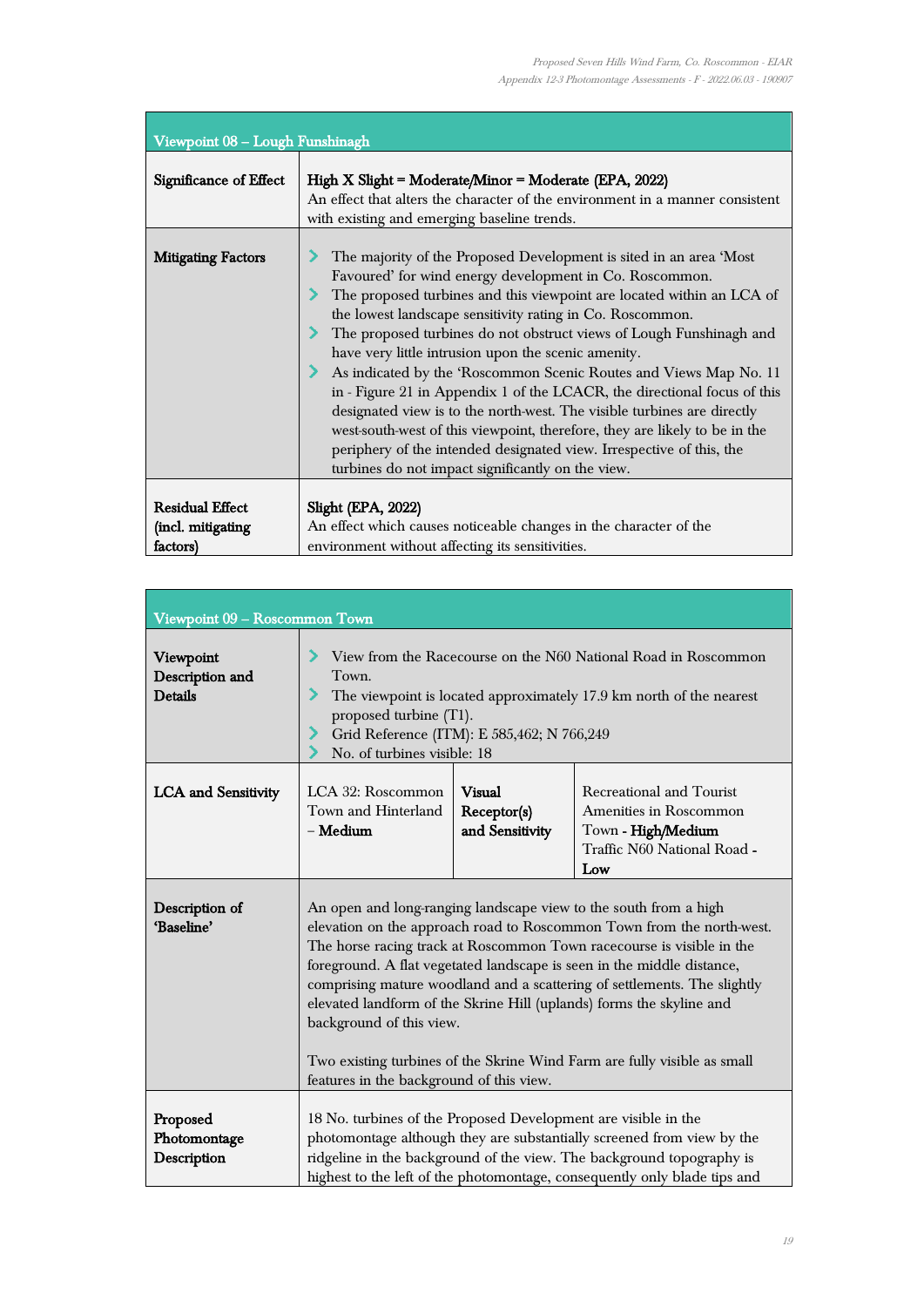| Viewpoint 08 – Lough Funshinagh | |
|---|---|
| **Significance of Effect** | **High X Slight = Moderate/Minor = Moderate (EPA, 2022)**<br>An effect that alters the character of the environment in a manner consistent with existing and emerging baseline trends. |
| **Mitigating Factors** | - The majority of the Proposed Development is sited in an area 'Most Favoured' for wind energy development in Co. Roscommon.<br>- The proposed turbines and this viewpoint are located within an LCA of the lowest landscape sensitivity rating in Co. Roscommon.<br>- The proposed turbines do not obstruct views of Lough Funshinagh and have very little intrusion upon the scenic amenity.<br>- As indicated by the 'Roscommon Scenic Routes and Views Map No. 11 in - Figure 21 in Appendix 1 of the LCACR, the directional focus of this designated view is to the north-west. The visible turbines are directly west-south-west of this viewpoint, therefore, they are likely to be in the periphery of the intended designated view. Irrespective of this, the turbines do not impact significantly on the view. |
| **Residual Effect (incl. mitigating factors)** | **Slight (EPA, 2022)**<br>An effect which causes noticeable changes in the character of the environment without affecting its sensitivities. |

| Viewpoint 09 – Roscommon Town | | | |
|---|---|---|---|
| **Viewpoint Description and Details** | - View from the Racecourse on the N60 National Road in Roscommon Town.<br>- The viewpoint is located approximately 17.9 km north of the nearest proposed turbine (T1).<br>- Grid Reference (ITM): E 585,462; N 766,249<br>- No. of turbines visible: 18 | | |
| **LCA and Sensitivity** | LCA 32: Roscommon Town and Hinterland – **Medium** | **Visual Receptor(s) and Sensitivity** | Recreational and Tourist Amenities in Roscommon Town - **High/Medium**<br>Traffic N60 National Road - **Low** |
| **Description of 'Baseline'** | An open and long-ranging landscape view to the south from a high elevation on the approach road to Roscommon Town from the north-west. The horse racing track at Roscommon Town racecourse is visible in the foreground. A flat vegetated landscape is seen in the middle distance, comprising mature woodland and a scattering of settlements. The slightly elevated landform of the Skrine Hill (uplands) forms the skyline and background of this view.<br><br>Two existing turbines of the Skrine Wind Farm are fully visible as small features in the background of this view. | | |
| **Proposed Photomontage Description** | 18 No. turbines of the Proposed Development are visible in the photomontage although they are substantially screened from view by the ridgeline in the background of the view. The background topography is highest to the left of the photomontage, consequently only blade tips and | | |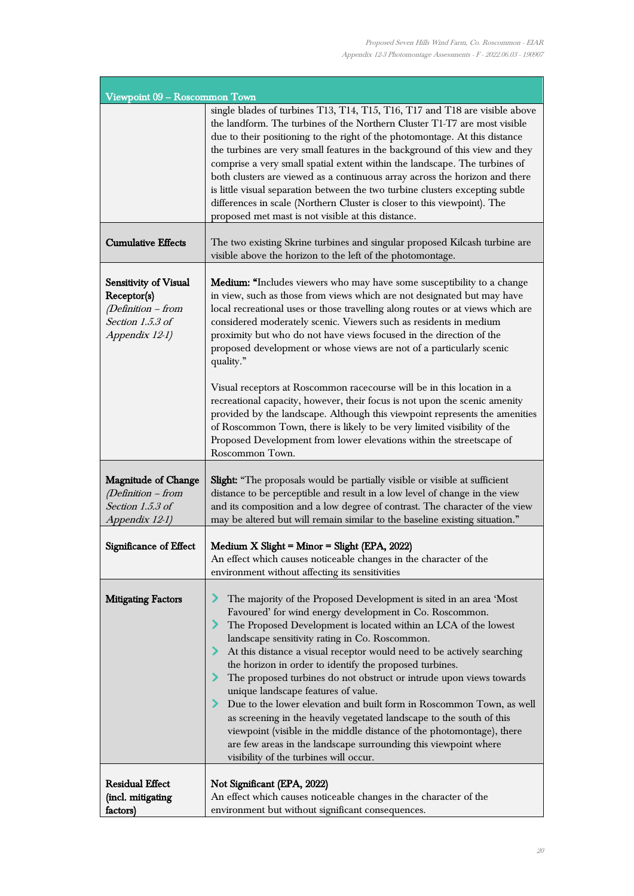| Viewpoint 09 – Roscommon Town | |
|---|---|
| | single blades of turbines T13, T14, T15, T16, T17 and T18 are visible above the landform. The turbines of the Northern Cluster T1-T7 are most visible due to their positioning to the right of the photomontage. At this distance the turbines are very small features in the background of this view and they comprise a very small spatial extent within the landscape. The turbines of both clusters are viewed as a continuous array across the horizon and there is little visual separation between the two turbine clusters excepting subtle differences in scale (Northern Cluster is closer to this viewpoint). The proposed met mast is not visible at this distance. |
| **Cumulative Effects** | The two existing Skrine turbines and singular proposed Kilcash turbine are visible above the horizon to the left of the photomontage. |
| **Sensitivity of Visual Receptor(s)** *(Definition – from Section 1.5.3 of Appendix 12-1)* | **Medium:** "Includes viewers who may have some susceptibility to a change in view, such as those from views which are not designated but may have local recreational uses or those travelling along routes or at views which are considered moderately scenic. Viewers such as residents in medium proximity but who do not have views focused in the direction of the proposed development or whose views are not of a particularly scenic quality."<br><br>Visual receptors at Roscommon racecourse will be in this location in a recreational capacity, however, their focus is not upon the scenic amenity provided by the landscape. Although this viewpoint represents the amenities of Roscommon Town, there is likely to be very limited visibility of the Proposed Development from lower elevations within the streetscape of Roscommon Town. |
| **Magnitude of Change** *(Definition – from Section 1.5.3 of Appendix 12-1)* | **Slight:** "The proposals would be partially visible or visible at sufficient distance to be perceptible and result in a low level of change in the view and its composition and a low degree of contrast. The character of the view may be altered but will remain similar to the baseline existing situation." |
| **Significance of Effect** | **Medium X Slight = Minor = Slight (EPA, 2022)**<br>An effect which causes noticeable changes in the character of the environment without affecting its sensitivities |
| **Mitigating Factors** | - The majority of the Proposed Development is sited in an area 'Most Favoured' for wind energy development in Co. Roscommon.<br>- The Proposed Development is located within an LCA of the lowest landscape sensitivity rating in Co. Roscommon.<br>- At this distance a visual receptor would need to be actively searching the horizon in order to identify the proposed turbines.<br>- The proposed turbines do not obstruct or intrude upon views towards unique landscape features of value.<br>- Due to the lower elevation and built form in Roscommon Town, as well as screening in the heavily vegetated landscape to the south of this viewpoint (visible in the middle distance of the photomontage), there are few areas in the landscape surrounding this viewpoint where visibility of the turbines will occur. |
| **Residual Effect (incl. mitigating factors)** | **Not Significant (EPA, 2022)**<br>An effect which causes noticeable changes in the character of the environment but without significant consequences. |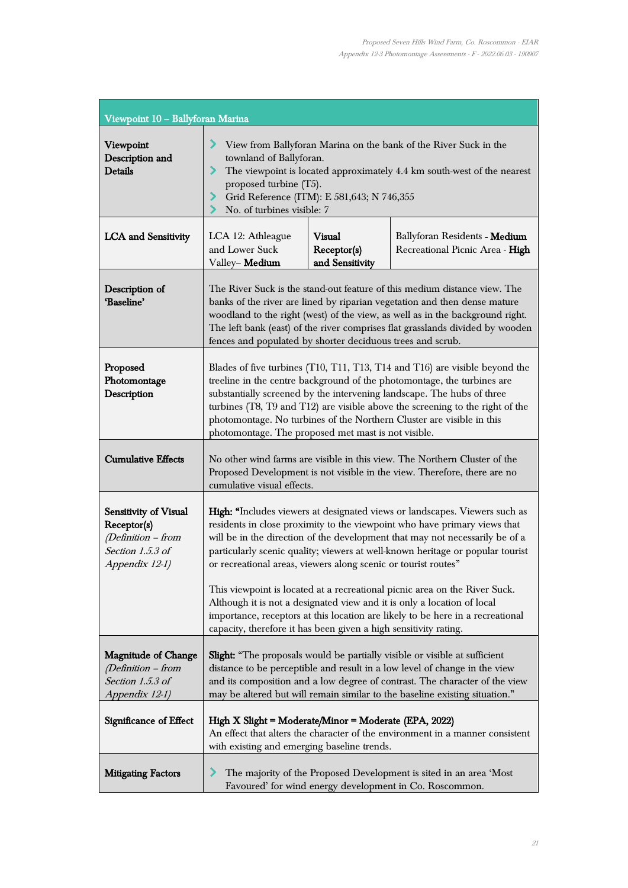| Viewpoint 10 – Ballyforan Marina | | | |
|---|---|---|---|
| **Viewpoint Description and Details** | - View from Ballyforan Marina on the bank of the River Suck in the townland of Ballyforan.<br>- The viewpoint is located approximately 4.4 km south-west of the nearest proposed turbine (T5).<br>- Grid Reference (ITM): E 581,643; N 746,355<br>- No. of turbines visible: 7 | | |
| **LCA and Sensitivity** | LCA 12: Athleague and Lower Suck Valley– **Medium** | **Visual Receptor(s) and Sensitivity** | Ballyforan Residents **- Medium**<br>Recreational Picnic Area - **High** |
| **Description of 'Baseline'** | The River Suck is the stand-out feature of this medium distance view. The banks of the river are lined by riparian vegetation and then dense mature woodland to the right (west) of the view, as well as in the background right. The left bank (east) of the river comprises flat grasslands divided by wooden fences and populated by shorter deciduous trees and scrub. | | |
| **Proposed Photomontage Description** | Blades of five turbines (T10, T11, T13, T14 and T16) are visible beyond the treeline in the centre background of the photomontage, the turbines are substantially screened by the intervening landscape. The hubs of three turbines (T8, T9 and T12) are visible above the screening to the right of the photomontage. No turbines of the Northern Cluster are visible in this photomontage. The proposed met mast is not visible. | | |
| **Cumulative Effects** | No other wind farms are visible in this view. The Northern Cluster of the Proposed Development is not visible in the view. Therefore, there are no cumulative visual effects. | | |
| **Sensitivity of Visual Receptor(s)** *(Definition – from Section 1.5.3 of Appendix 12-1)* | **High: "**Includes viewers at designated views or landscapes. Viewers such as residents in close proximity to the viewpoint who have primary views that will be in the direction of the development that may not necessarily be of a particularly scenic quality; viewers at well-known heritage or popular tourist or recreational areas, viewers along scenic or tourist routes"<br><br>This viewpoint is located at a recreational picnic area on the River Suck. Although it is not a designated view and it is only a location of local importance, receptors at this location are likely to be here in a recreational capacity, therefore it has been given a high sensitivity rating. | | |
| **Magnitude of Change** *(Definition – from Section 1.5.3 of Appendix 12-1)* | **Slight:** "The proposals would be partially visible or visible at sufficient distance to be perceptible and result in a low level of change in the view and its composition and a low degree of contrast. The character of the view may be altered but will remain similar to the baseline existing situation." | | |
| **Significance of Effect** | **High X Slight = Moderate/Minor = Moderate (EPA, 2022)**<br>An effect that alters the character of the environment in a manner consistent with existing and emerging baseline trends. | | |
| **Mitigating Factors** | - The majority of the Proposed Development is sited in an area 'Most Favoured' for wind energy development in Co. Roscommon. | | |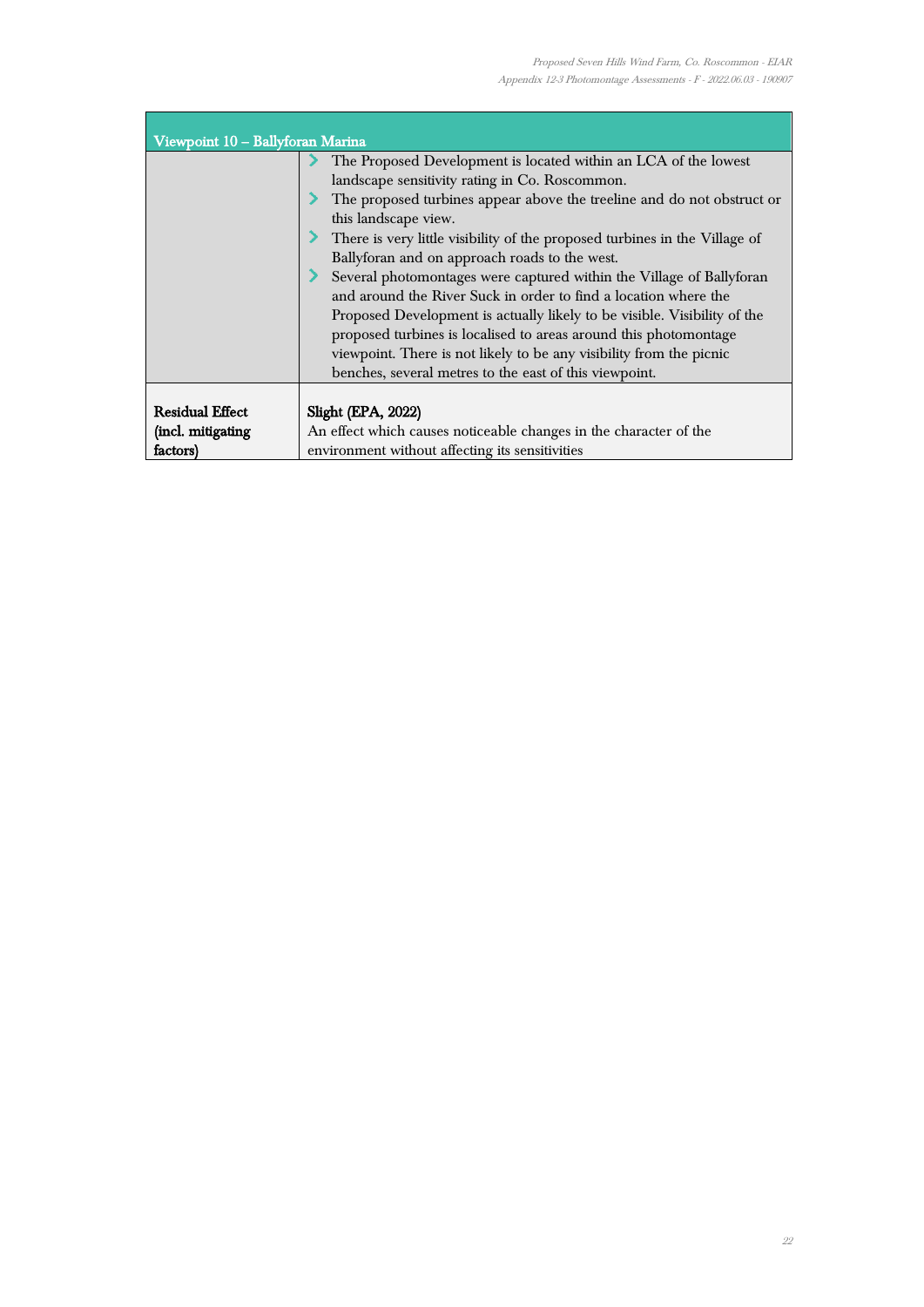| Viewpoint 10 – Ballyforan Marina | |
|---|---|
| | - The Proposed Development is located within an LCA of the lowest landscape sensitivity rating in Co. Roscommon.<br>- The proposed turbines appear above the treeline and do not obstruct or this landscape view.<br>- There is very little visibility of the proposed turbines in the Village of Ballyforan and on approach roads to the west.<br>- Several photomontages were captured within the Village of Ballyforan and around the River Suck in order to find a location where the Proposed Development is actually likely to be visible. Visibility of the proposed turbines is localised to areas around this photomontage viewpoint. There is not likely to be any visibility from the picnic benches, several metres to the east of this viewpoint. |
| **Residual Effect (incl. mitigating factors)** | **Slight (EPA, 2022)**<br>An effect which causes noticeable changes in the character of the environment without affecting its sensitivities |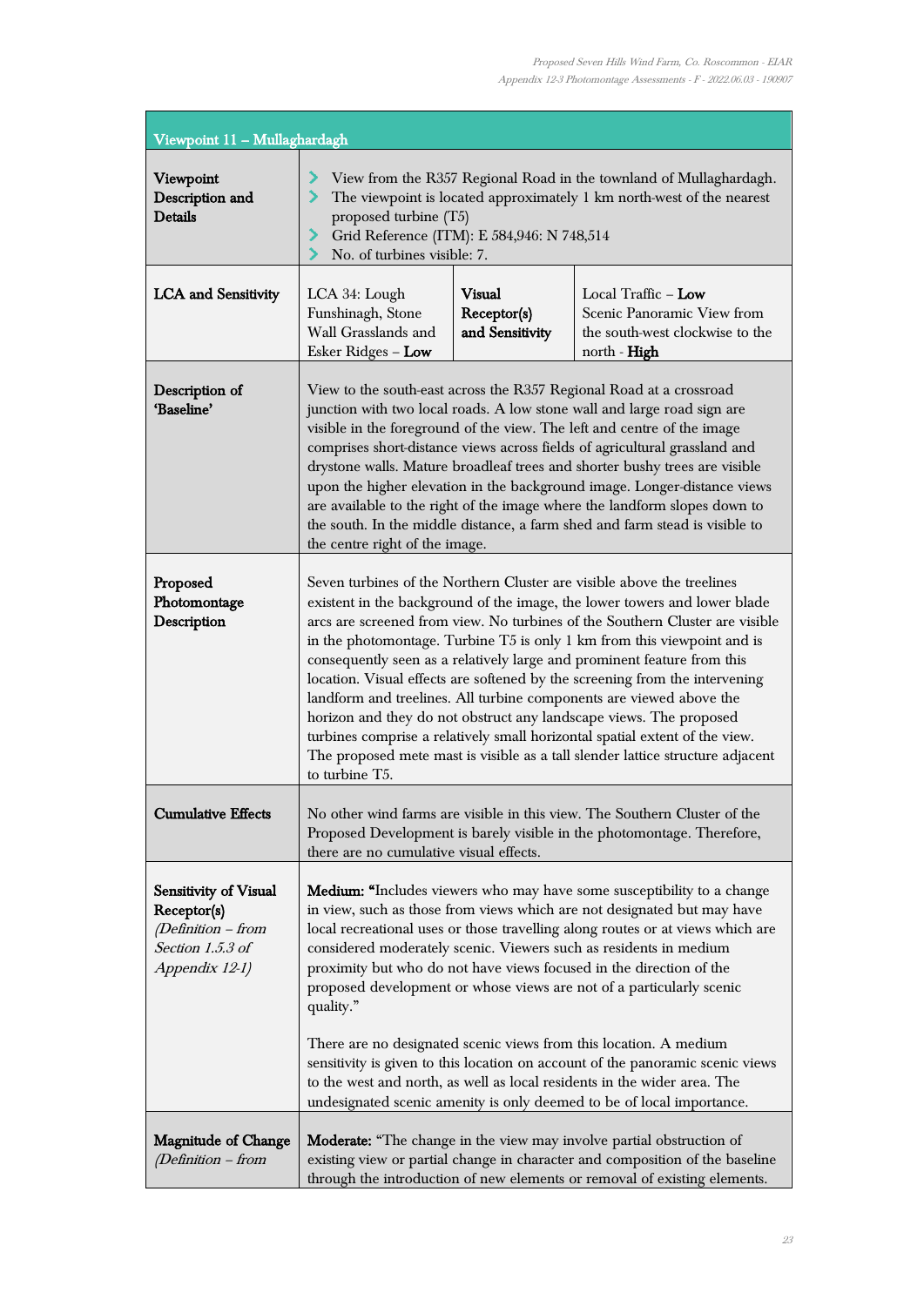| Viewpoint 11 – Mullaghardagh | | | |
|---|---|---|---|
| **Viewpoint Description and Details** | View from the R357 Regional Road in the townland of Mullaghardagh.<br>The viewpoint is located approximately 1 km north-west of the nearest proposed turbine (T5)<br>Grid Reference (ITM): E 584,946: N 748,514<br>No. of turbines visible: 7. | | |
| **LCA and Sensitivity** | LCA 34: Lough Funshinagh, Stone Wall Grasslands and Esker Ridges – **Low** | **Visual Receptor(s) and Sensitivity** | Local Traffic – **Low**<br>Scenic Panoramic View from the south-west clockwise to the north - **High** |
| **Description of 'Baseline'** | View to the south-east across the R357 Regional Road at a crossroad junction with two local roads. A low stone wall and large road sign are visible in the foreground of the view. The left and centre of the image comprises short-distance views across fields of agricultural grassland and drystone walls. Mature broadleaf trees and shorter bushy trees are visible upon the higher elevation in the background image. Longer-distance views are available to the right of the image where the landform slopes down to the south. In the middle distance, a farm shed and farm stead is visible to the centre right of the image. | | |
| **Proposed Photomontage Description** | Seven turbines of the Northern Cluster are visible above the treelines existent in the background of the image, the lower towers and lower blade arcs are screened from view. No turbines of the Southern Cluster are visible in the photomontage. Turbine T5 is only 1 km from this viewpoint and is consequently seen as a relatively large and prominent feature from this location. Visual effects are softened by the screening from the intervening landform and treelines. All turbine components are viewed above the horizon and they do not obstruct any landscape views. The proposed turbines comprise a relatively small horizontal spatial extent of the view. The proposed mete mast is visible as a tall slender lattice structure adjacent to turbine T5. | | |
| **Cumulative Effects** | No other wind farms are visible in this view. The Southern Cluster of the Proposed Development is barely visible in the photomontage. Therefore, there are no cumulative visual effects. | | |
| **Sensitivity of Visual Receptor(s)** *(Definition – from Section 1.5.3 of Appendix 12-1)* | **Medium:** "Includes viewers who may have some susceptibility to a change in view, such as those from views which are not designated but may have local recreational uses or those travelling along routes or at views which are considered moderately scenic. Viewers such as residents in medium proximity but who do not have views focused in the direction of the proposed development or whose views are not of a particularly scenic quality."<br><br>There are no designated scenic views from this location. A medium sensitivity is given to this location on account of the panoramic scenic views to the west and north, as well as local residents in the wider area. The undesignated scenic amenity is only deemed to be of local importance. | | |
| **Magnitude of Change** *(Definition – from* | **Moderate:** "The change in the view may involve partial obstruction of existing view or partial change in character and composition of the baseline through the introduction of new elements or removal of existing elements. | | |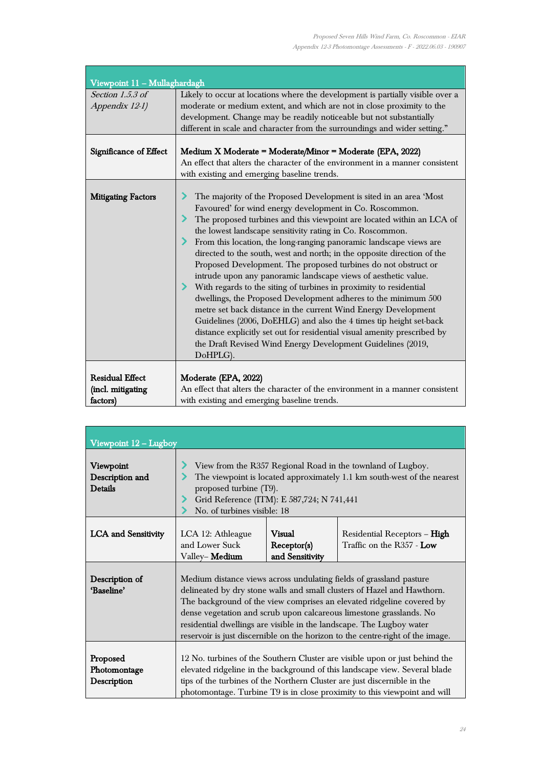| Viewpoint 11 – Mullaghardagh | |
|---|---|
| *Section 1.5.3 of Appendix 12-1)* | Likely to occur at locations where the development is partially visible over a moderate or medium extent, and which are not in close proximity to the development. Change may be readily noticeable but not substantially different in scale and character from the surroundings and wider setting." |
| **Significance of Effect** | **Medium X Moderate = Moderate/Minor = Moderate (EPA, 2022)**<br>An effect that alters the character of the environment in a manner consistent with existing and emerging baseline trends. |
| **Mitigating Factors** | - The majority of the Proposed Development is sited in an area 'Most Favoured' for wind energy development in Co. Roscommon.<br>- The proposed turbines and this viewpoint are located within an LCA of the lowest landscape sensitivity rating in Co. Roscommon.<br>- From this location, the long-ranging panoramic landscape views are directed to the south, west and north; in the opposite direction of the Proposed Development. The proposed turbines do not obstruct or intrude upon any panoramic landscape views of aesthetic value.<br>- With regards to the siting of turbines in proximity to residential dwellings, the Proposed Development adheres to the minimum 500 metre set back distance in the current Wind Energy Development Guidelines (2006, DoEHLG) and also the 4 times tip height set-back distance explicitly set out for residential visual amenity prescribed by the Draft Revised Wind Energy Development Guidelines (2019, DoHPLG). |
| **Residual Effect (incl. mitigating factors)** | **Moderate (EPA, 2022)**<br>An effect that alters the character of the environment in a manner consistent with existing and emerging baseline trends. |

| Viewpoint 12 – Lugboy | | | |
|---|---|---|---|
| **Viewpoint Description and Details** | - View from the R357 Regional Road in the townland of Lugboy.<br>- The viewpoint is located approximately 1.1 km south-west of the nearest proposed turbine (T9).<br>- Grid Reference (ITM): E 587,724; N 741,441<br>- No. of turbines visible: 18 | | |
| **LCA and Sensitivity** | LCA 12: Athleague and Lower Suck Valley– **Medium** | **Visual Receptor(s) and Sensitivity** | Residential Receptors – **High**<br>Traffic on the R357 - **Low** |
| **Description of 'Baseline'** | Medium distance views across undulating fields of grassland pasture delineated by dry stone walls and small clusters of Hazel and Hawthorn. The background of the view comprises an elevated ridgeline covered by dense vegetation and scrub upon calcareous limestone grasslands. No residential dwellings are visible in the landscape. The Lugboy water reservoir is just discernible on the horizon to the centre-right of the image. | | |
| **Proposed Photomontage Description** | 12 No. turbines of the Southern Cluster are visible upon or just behind the elevated ridgeline in the background of this landscape view. Several blade tips of the turbines of the Northern Cluster are just discernible in the photomontage. Turbine T9 is in close proximity to this viewpoint and will | | |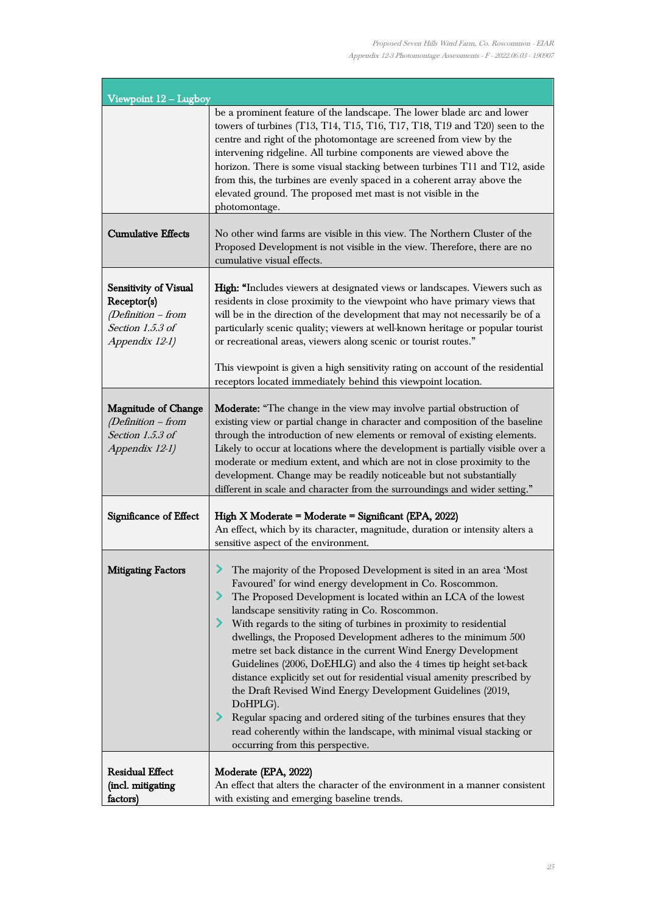| Viewpoint 12 – Lugboy | |
|---|---|
| | be a prominent feature of the landscape. The lower blade arc and lower towers of turbines (T13, T14, T15, T16, T17, T18, T19 and T20) seen to the centre and right of the photomontage are screened from view by the intervening ridgeline. All turbine components are viewed above the horizon. There is some visual stacking between turbines T11 and T12, aside from this, the turbines are evenly spaced in a coherent array above the elevated ground. The proposed met mast is not visible in the photomontage. |
| **Cumulative Effects** | No other wind farms are visible in this view. The Northern Cluster of the Proposed Development is not visible in the view. Therefore, there are no cumulative visual effects. |
| **Sensitivity of Visual Receptor(s)** *(Definition – from Section 1.5.3 of Appendix 12-1)* | **High:** "Includes viewers at designated views or landscapes. Viewers such as residents in close proximity to the viewpoint who have primary views that will be in the direction of the development that may not necessarily be of a particularly scenic quality; viewers at well-known heritage or popular tourist or recreational areas, viewers along scenic or tourist routes."<br><br>This viewpoint is given a high sensitivity rating on account of the residential receptors located immediately behind this viewpoint location. |
| **Magnitude of Change** *(Definition – from Section 1.5.3 of Appendix 12-1)* | **Moderate:** "The change in the view may involve partial obstruction of existing view or partial change in character and composition of the baseline through the introduction of new elements or removal of existing elements. Likely to occur at locations where the development is partially visible over a moderate or medium extent, and which are not in close proximity to the development. Change may be readily noticeable but not substantially different in scale and character from the surroundings and wider setting." |
| **Significance of Effect** | **High X Moderate = Moderate = Significant (EPA, 2022)**<br>An effect, which by its character, magnitude, duration or intensity alters a sensitive aspect of the environment. |
| **Mitigating Factors** | - The majority of the Proposed Development is sited in an area 'Most Favoured' for wind energy development in Co. Roscommon.<br>- The Proposed Development is located within an LCA of the lowest landscape sensitivity rating in Co. Roscommon.<br>- With regards to the siting of turbines in proximity to residential dwellings, the Proposed Development adheres to the minimum 500 metre set back distance in the current Wind Energy Development Guidelines (2006, DoEHLG) and also the 4 times tip height set-back distance explicitly set out for residential visual amenity prescribed by the Draft Revised Wind Energy Development Guidelines (2019, DoHPLG).<br>- Regular spacing and ordered siting of the turbines ensures that they read coherently within the landscape, with minimal visual stacking or occurring from this perspective. |
| **Residual Effect (incl. mitigating factors)** | **Moderate (EPA, 2022)**<br>An effect that alters the character of the environment in a manner consistent with existing and emerging baseline trends. |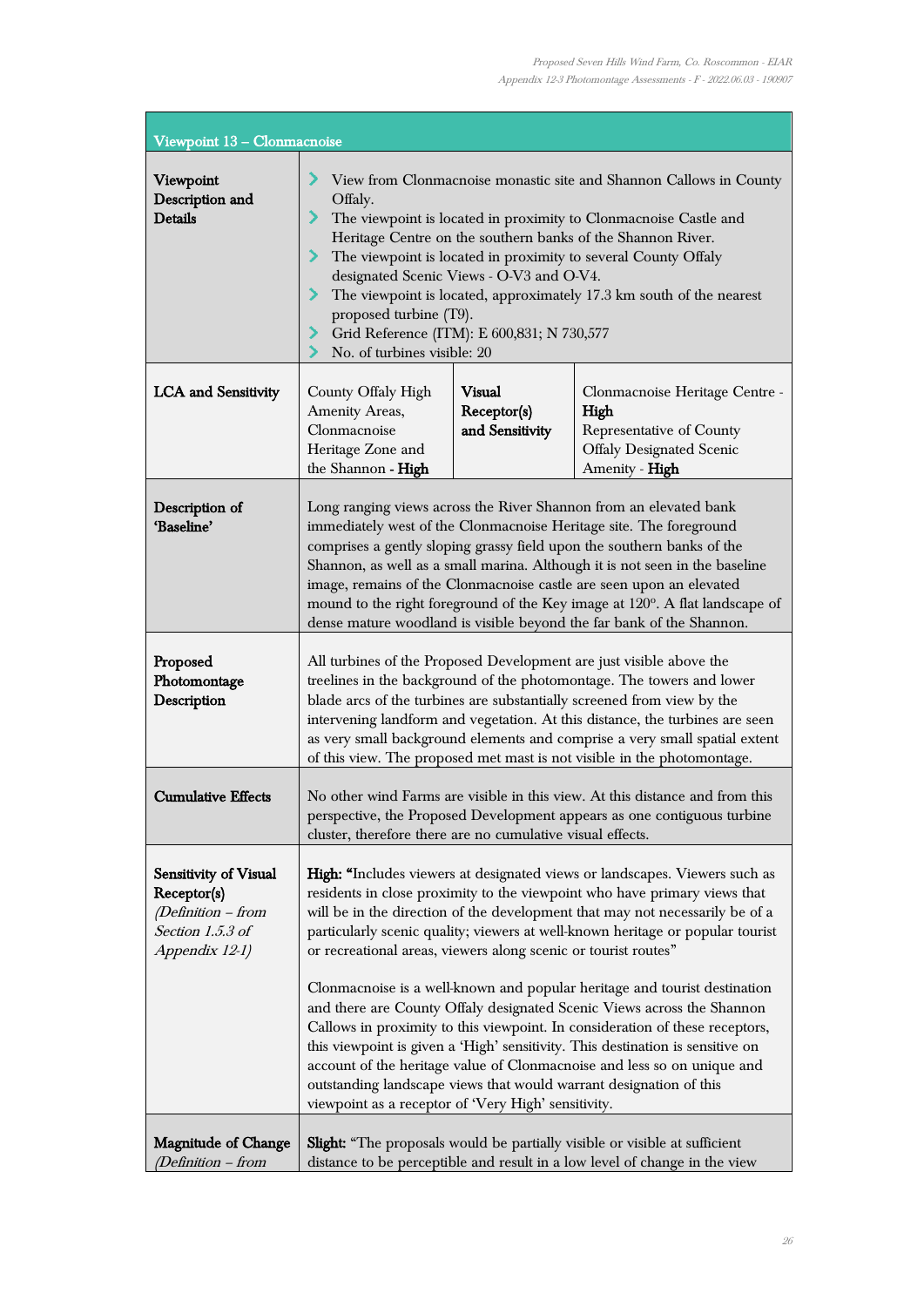| Viewpoint 13 – Clonmacnoise | | | |
|---|---|---|---|
| **Viewpoint Description and Details** | - View from Clonmacnoise monastic site and Shannon Callows in County Offaly.<br>- The viewpoint is located in proximity to Clonmacnoise Castle and Heritage Centre on the southern banks of the Shannon River.<br>- The viewpoint is located in proximity to several County Offaly designated Scenic Views - O-V3 and O-V4.<br>- The viewpoint is located, approximately 17.3 km south of the nearest proposed turbine (T9).<br>- Grid Reference (ITM): E 600,831; N 730,577<br>- No. of turbines visible: 20 | | |
| **LCA and Sensitivity** | County Offaly High Amenity Areas, Clonmacnoise Heritage Zone and the Shannon - **High** | **Visual Receptor(s) and Sensitivity** | Clonmacnoise Heritage Centre - **High**<br>Representative of County Offaly Designated Scenic Amenity - **High** |
| **Description of 'Baseline'** | Long ranging views across the River Shannon from an elevated bank immediately west of the Clonmacnoise Heritage site. The foreground comprises a gently sloping grassy field upon the southern banks of the Shannon, as well as a small marina. Although it is not seen in the baseline image, remains of the Clonmacnoise castle are seen upon an elevated mound to the right foreground of the Key image at 120º. A flat landscape of dense mature woodland is visible beyond the far bank of the Shannon. | | |
| **Proposed Photomontage Description** | All turbines of the Proposed Development are just visible above the treelines in the background of the photomontage. The towers and lower blade arcs of the turbines are substantially screened from view by the intervening landform and vegetation. At this distance, the turbines are seen as very small background elements and comprise a very small spatial extent of this view. The proposed met mast is not visible in the photomontage. | | |
| **Cumulative Effects** | No other wind Farms are visible in this view. At this distance and from this perspective, the Proposed Development appears as one contiguous turbine cluster, therefore there are no cumulative visual effects. | | |
| **Sensitivity of Visual Receptor(s)** *(Definition – from Section 1.5.3 of Appendix 12-1)* | **High:** "Includes viewers at designated views or landscapes. Viewers such as residents in close proximity to the viewpoint who have primary views that will be in the direction of the development that may not necessarily be of a particularly scenic quality; viewers at well-known heritage or popular tourist or recreational areas, viewers along scenic or tourist routes"<br><br>Clonmacnoise is a well-known and popular heritage and tourist destination and there are County Offaly designated Scenic Views across the Shannon Callows in proximity to this viewpoint. In consideration of these receptors, this viewpoint is given a 'High' sensitivity. This destination is sensitive on account of the heritage value of Clonmacnoise and less so on unique and outstanding landscape views that would warrant designation of this viewpoint as a receptor of 'Very High' sensitivity. | | |
| **Magnitude of Change** *(Definition – from* | **Slight:** "The proposals would be partially visible or visible at sufficient distance to be perceptible and result in a low level of change in the view | | |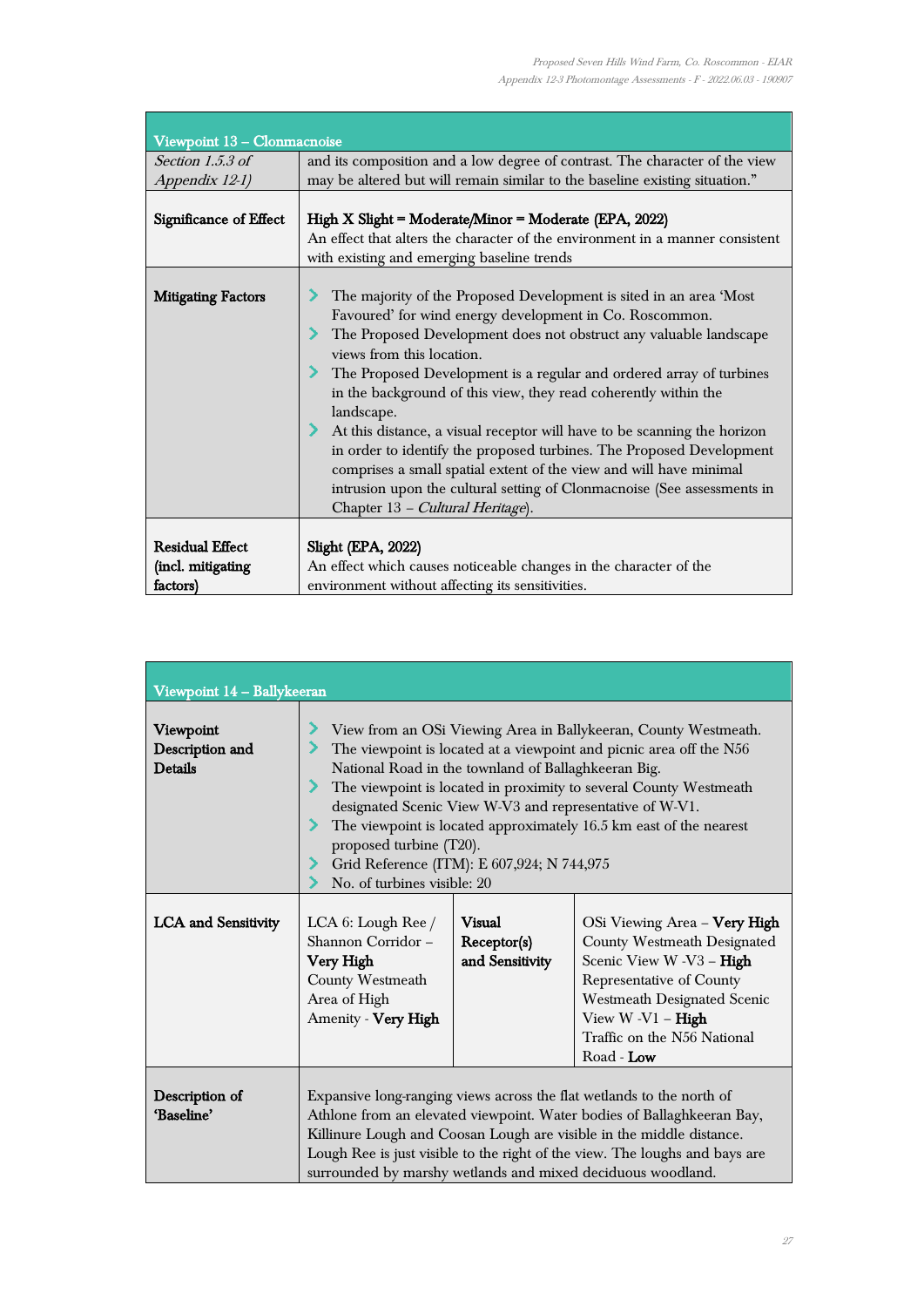| Viewpoint 13 – Clonmacnoise | |
|---|---|
| *Section 1.5.3 of Appendix 12-1)* | and its composition and a low degree of contrast. The character of the view may be altered but will remain similar to the baseline existing situation." |
| **Significance of Effect** | **High X Slight = Moderate/Minor = Moderate (EPA, 2022)**<br>An effect that alters the character of the environment in a manner consistent with existing and emerging baseline trends |
| **Mitigating Factors** | • The majority of the Proposed Development is sited in an area 'Most Favoured' for wind energy development in Co. Roscommon.<br>• The Proposed Development does not obstruct any valuable landscape views from this location.<br>• The Proposed Development is a regular and ordered array of turbines in the background of this view, they read coherently within the landscape.<br>• At this distance, a visual receptor will have to be scanning the horizon in order to identify the proposed turbines. The Proposed Development comprises a small spatial extent of the view and will have minimal intrusion upon the cultural setting of Clonmacnoise (See assessments in Chapter 13 – *Cultural Heritage*). |
| **Residual Effect (incl. mitigating factors)** | **Slight (EPA, 2022)**<br>An effect which causes noticeable changes in the character of the environment without affecting its sensitivities. |

| Viewpoint 14 – Ballykeeran | | | |
|---|---|---|---|
| **Viewpoint Description and Details** | • View from an OSi Viewing Area in Ballykeeran, County Westmeath.<br>• The viewpoint is located at a viewpoint and picnic area off the N56 National Road in the townland of Ballaghkeeran Big.<br>• The viewpoint is located in proximity to several County Westmeath designated Scenic View W-V3 and representative of W-V1.<br>• The viewpoint is located approximately 16.5 km east of the nearest proposed turbine (T20).<br>• Grid Reference (ITM): E 607,924; N 744,975<br>• No. of turbines visible: 20 | | |
| **LCA and Sensitivity** | LCA 6: Lough Ree / Shannon Corridor – **Very High**<br>County Westmeath Area of High Amenity - **Very High** | **Visual Receptor(s) and Sensitivity** | OSi Viewing Area – **Very High**<br>County Westmeath Designated Scenic View W -V3 – **High**<br>Representative of County Westmeath Designated Scenic View W -V1 – **High**<br>Traffic on the N56 National Road - **Low** |
| **Description of 'Baseline'** | Expansive long-ranging views across the flat wetlands to the north of Athlone from an elevated viewpoint. Water bodies of Ballaghkeeran Bay, Killinure Lough and Coosan Lough are visible in the middle distance. Lough Ree is just visible to the right of the view. The loughs and bays are surrounded by marshy wetlands and mixed deciduous woodland. | | |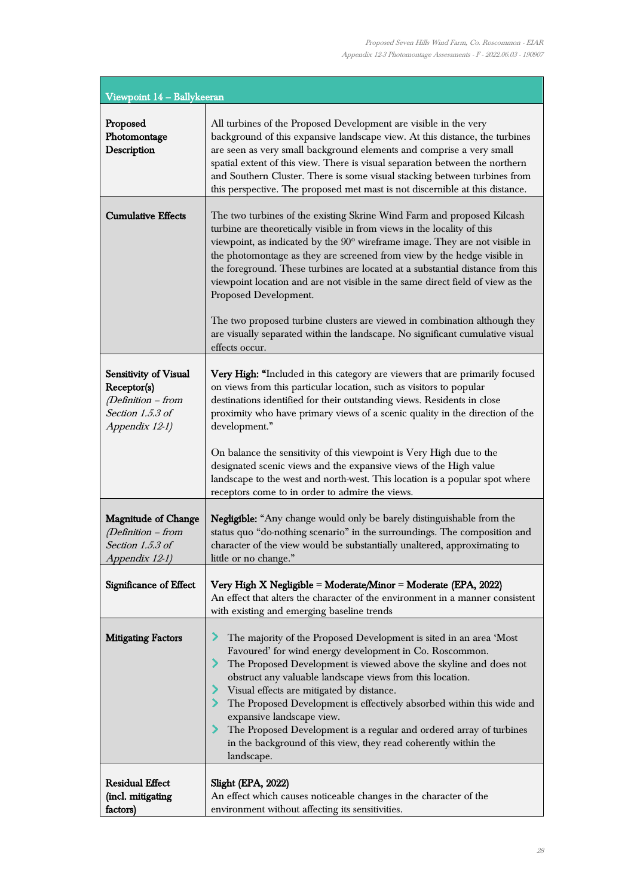| Viewpoint 14 – Ballykeeran | |
|---|---|
| **Proposed Photomontage Description** | All turbines of the Proposed Development are visible in the very background of this expansive landscape view. At this distance, the turbines are seen as very small background elements and comprise a very small spatial extent of this view. There is visual separation between the northern and Southern Cluster. There is some visual stacking between turbines from this perspective. The proposed met mast is not discernible at this distance. |
| **Cumulative Effects** | The two turbines of the existing Skrine Wind Farm and proposed Kilcash turbine are theoretically visible in from views in the locality of this viewpoint, as indicated by the 90° wireframe image. They are not visible in the photomontage as they are screened from view by the hedge visible in the foreground. These turbines are located at a substantial distance from this viewpoint location and are not visible in the same direct field of view as the Proposed Development.<br><br>The two proposed turbine clusters are viewed in combination although they are visually separated within the landscape. No significant cumulative visual effects occur. |
| **Sensitivity of Visual Receptor(s)** *(Definition – from Section 1.5.3 of Appendix 12-1)* | **Very High:** "Included in this category are viewers that are primarily focused on views from this particular location, such as visitors to popular destinations identified for their outstanding views. Residents in close proximity who have primary views of a scenic quality in the direction of the development."<br><br>On balance the sensitivity of this viewpoint is Very High due to the designated scenic views and the expansive views of the High value landscape to the west and north-west. This location is a popular spot where receptors come to in order to admire the views. |
| **Magnitude of Change** *(Definition – from Section 1.5.3 of Appendix 12-1)* | **Negligible:** "Any change would only be barely distinguishable from the status quo "do-nothing scenario" in the surroundings. The composition and character of the view would be substantially unaltered, approximating to little or no change." |
| **Significance of Effect** | **Very High X Negligible = Moderate/Minor = Moderate (EPA, 2022)**<br>An effect that alters the character of the environment in a manner consistent with existing and emerging baseline trends |
| **Mitigating Factors** | - The majority of the Proposed Development is sited in an area 'Most Favoured' for wind energy development in Co. Roscommon.<br>- The Proposed Development is viewed above the skyline and does not obstruct any valuable landscape views from this location.<br>- Visual effects are mitigated by distance.<br>- The Proposed Development is effectively absorbed within this wide and expansive landscape view.<br>- The Proposed Development is a regular and ordered array of turbines in the background of this view, they read coherently within the landscape. |
| **Residual Effect (incl. mitigating factors)** | **Slight (EPA, 2022)**<br>An effect which causes noticeable changes in the character of the environment without affecting its sensitivities. |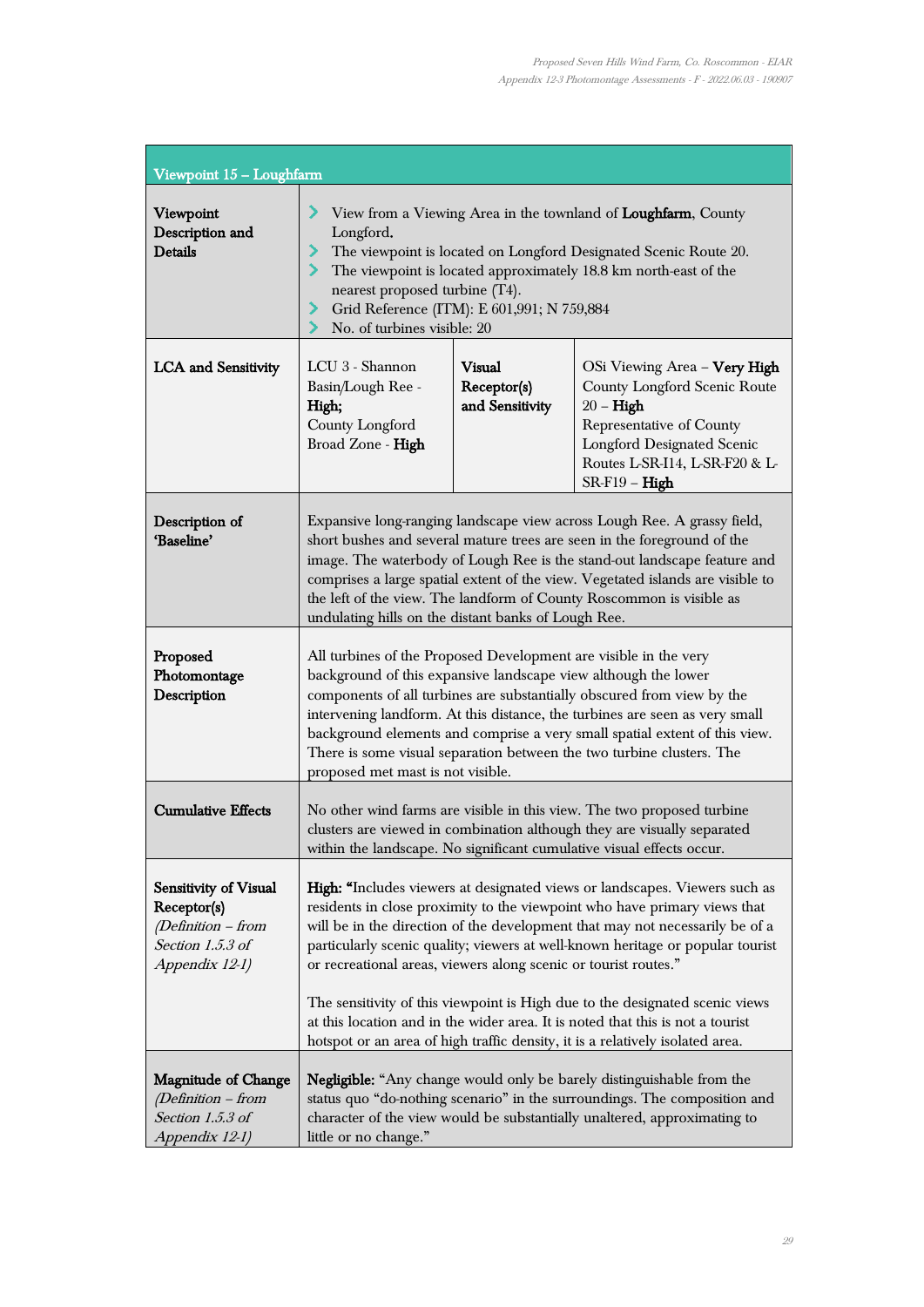| Viewpoint 15 – Loughfarm | | | |
|---|---|---|---|
| **Viewpoint Description and Details** | • View from a Viewing Area in the townland of **Loughfarm**, County Longford.<br>• The viewpoint is located on Longford Designated Scenic Route 20.<br>• The viewpoint is located approximately 18.8 km north-east of the nearest proposed turbine (T4).<br>• Grid Reference (ITM): E 601,991; N 759,884<br>• No. of turbines visible: 20 | | |
| **LCA and Sensitivity** | LCU 3 - Shannon Basin/Lough Ree - **High**;<br>County Longford Broad Zone - **High** | **Visual Receptor(s) and Sensitivity** | OSi Viewing Area – **Very High**<br>County Longford Scenic Route 20 – **High**<br>Representative of County Longford Designated Scenic Routes L-SR-I14, L-SR-F20 & L-SR-F19 – **High** |
| **Description of 'Baseline'** | Expansive long-ranging landscape view across Lough Ree. A grassy field, short bushes and several mature trees are seen in the foreground of the image. The waterbody of Lough Ree is the stand-out landscape feature and comprises a large spatial extent of the view. Vegetated islands are visible to the left of the view. The landform of County Roscommon is visible as undulating hills on the distant banks of Lough Ree. | | |
| **Proposed Photomontage Description** | All turbines of the Proposed Development are visible in the very background of this expansive landscape view although the lower components of all turbines are substantially obscured from view by the intervening landform. At this distance, the turbines are seen as very small background elements and comprise a very small spatial extent of this view. There is some visual separation between the two turbine clusters. The proposed met mast is not visible. | | |
| **Cumulative Effects** | No other wind farms are visible in this view. The two proposed turbine clusters are viewed in combination although they are visually separated within the landscape. No significant cumulative visual effects occur. | | |
| **Sensitivity of Visual Receptor(s)** *(Definition – from Section 1.5.3 of Appendix 12-1)* | **High:** "Includes viewers at designated views or landscapes. Viewers such as residents in close proximity to the viewpoint who have primary views that will be in the direction of the development that may not necessarily be of a particularly scenic quality; viewers at well-known heritage or popular tourist or recreational areas, viewers along scenic or tourist routes."<br><br>The sensitivity of this viewpoint is High due to the designated scenic views at this location and in the wider area. It is noted that this is not a tourist hotspot or an area of high traffic density, it is a relatively isolated area. | | |
| **Magnitude of Change** *(Definition – from Section 1.5.3 of Appendix 12-1)* | **Negligible:** "Any change would only be barely distinguishable from the status quo "do-nothing scenario" in the surroundings. The composition and character of the view would be substantially unaltered, approximating to little or no change." | | |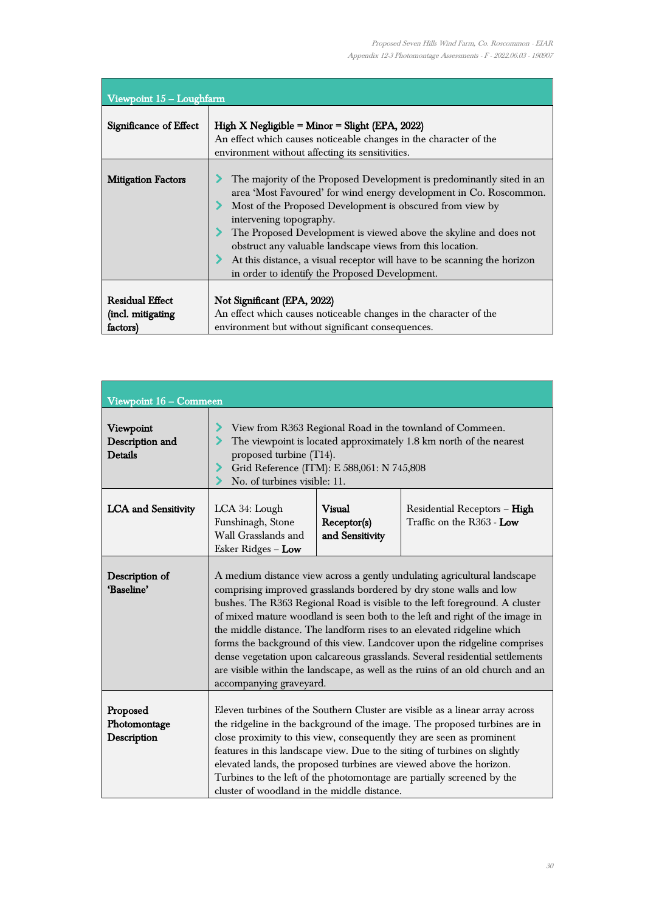| Viewpoint 15 – Loughfarm | |
|---|---|
| **Significance of Effect** | **High X Negligible = Minor = Slight (EPA, 2022)**<br>An effect which causes noticeable changes in the character of the environment without affecting its sensitivities. |
| **Mitigation Factors** | • The majority of the Proposed Development is predominantly sited in an area 'Most Favoured' for wind energy development in Co. Roscommon.<br>• Most of the Proposed Development is obscured from view by intervening topography.<br>• The Proposed Development is viewed above the skyline and does not obstruct any valuable landscape views from this location.<br>• At this distance, a visual receptor will have to be scanning the horizon in order to identify the Proposed Development. |
| **Residual Effect (incl. mitigating factors)** | **Not Significant (EPA, 2022)**<br>An effect which causes noticeable changes in the character of the environment but without significant consequences. |

| Viewpoint 16 – Commeen | | | |
|---|---|---|---|
| **Viewpoint Description and Details** | • View from R363 Regional Road in the townland of Commeen.<br>• The viewpoint is located approximately 1.8 km north of the nearest proposed turbine (T14).<br>• Grid Reference (ITM): E 588,061: N 745,808<br>• No. of turbines visible: 11. | | |
| **LCA and Sensitivity** | LCA 34: Lough Funshinagh, Stone Wall Grasslands and Esker Ridges – **Low** | **Visual Receptor(s) and Sensitivity** | Residential Receptors – **High**<br>Traffic on the R363 - **Low** |
| **Description of 'Baseline'** | A medium distance view across a gently undulating agricultural landscape comprising improved grasslands bordered by dry stone walls and low bushes. The R363 Regional Road is visible to the left foreground. A cluster of mixed mature woodland is seen both to the left and right of the image in the middle distance. The landform rises to an elevated ridgeline which forms the background of this view. Landcover upon the ridgeline comprises dense vegetation upon calcareous grasslands. Several residential settlements are visible within the landscape, as well as the ruins of an old church and an accompanying graveyard. | | |
| **Proposed Photomontage Description** | Eleven turbines of the Southern Cluster are visible as a linear array across the ridgeline in the background of the image. The proposed turbines are in close proximity to this view, consequently they are seen as prominent features in this landscape view. Due to the siting of turbines on slightly elevated lands, the proposed turbines are viewed above the horizon. Turbines to the left of the photomontage are partially screened by the cluster of woodland in the middle distance. | | |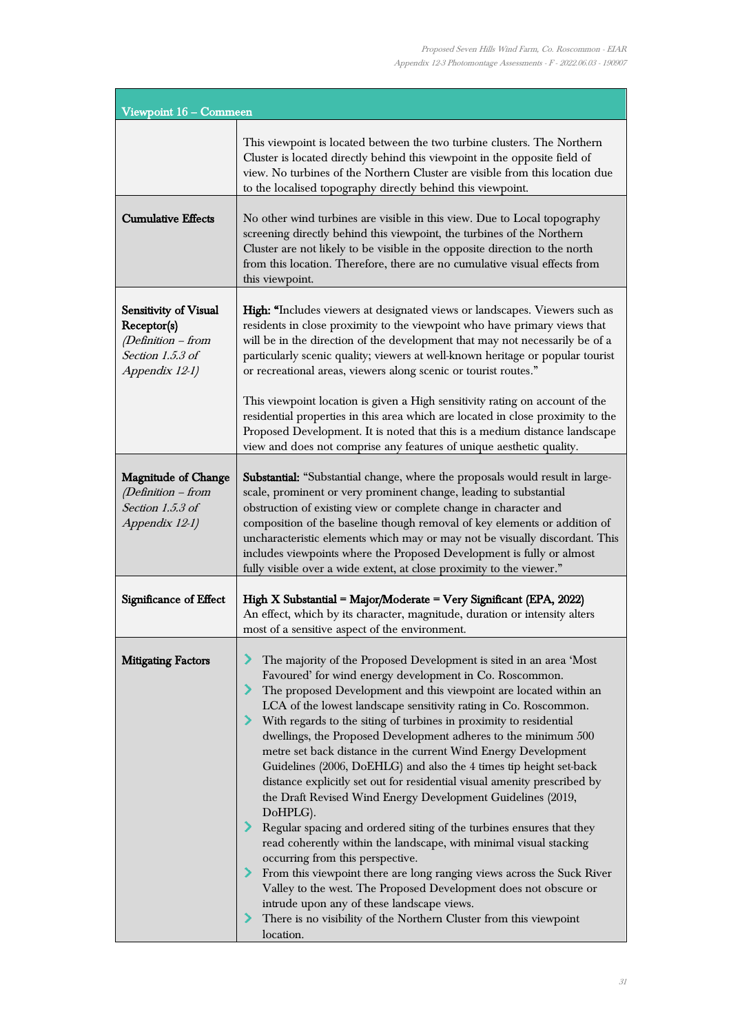| Viewpoint 16 – Commeen | |
|---|---|
| | This viewpoint is located between the two turbine clusters. The Northern Cluster is located directly behind this viewpoint in the opposite field of view. No turbines of the Northern Cluster are visible from this location due to the localised topography directly behind this viewpoint. |
| **Cumulative Effects** | No other wind turbines are visible in this view. Due to Local topography screening directly behind this viewpoint, the turbines of the Northern Cluster are not likely to be visible in the opposite direction to the north from this location. Therefore, there are no cumulative visual effects from this viewpoint. |
| **Sensitivity of Visual Receptor(s)** *(Definition – from Section 1.5.3 of Appendix 12-1)* | **High:** "Includes viewers at designated views or landscapes. Viewers such as residents in close proximity to the viewpoint who have primary views that will be in the direction of the development that may not necessarily be of a particularly scenic quality; viewers at well-known heritage or popular tourist or recreational areas, viewers along scenic or tourist routes."<br><br>This viewpoint location is given a High sensitivity rating on account of the residential properties in this area which are located in close proximity to the Proposed Development. It is noted that this is a medium distance landscape view and does not comprise any features of unique aesthetic quality. |
| **Magnitude of Change** *(Definition – from Section 1.5.3 of Appendix 12-1)* | **Substantial:** "Substantial change, where the proposals would result in large-scale, prominent or very prominent change, leading to substantial obstruction of existing view or complete change in character and composition of the baseline though removal of key elements or addition of uncharacteristic elements which may or may not be visually discordant. This includes viewpoints where the Proposed Development is fully or almost fully visible over a wide extent, at close proximity to the viewer." |
| **Significance of Effect** | **High X Substantial = Major/Moderate = Very Significant (EPA, 2022)**<br>An effect, which by its character, magnitude, duration or intensity alters most of a sensitive aspect of the environment. |
| **Mitigating Factors** | - The majority of the Proposed Development is sited in an area 'Most Favoured' for wind energy development in Co. Roscommon.<br>- The proposed Development and this viewpoint are located within an LCA of the lowest landscape sensitivity rating in Co. Roscommon.<br>- With regards to the siting of turbines in proximity to residential dwellings, the Proposed Development adheres to the minimum 500 metre set back distance in the current Wind Energy Development Guidelines (2006, DoEHLG) and also the 4 times tip height set-back distance explicitly set out for residential visual amenity prescribed by the Draft Revised Wind Energy Development Guidelines (2019, DoHPLG).<br>- Regular spacing and ordered siting of the turbines ensures that they read coherently within the landscape, with minimal visual stacking occurring from this perspective.<br>- From this viewpoint there are long ranging views across the Suck River Valley to the west. The Proposed Development does not obscure or intrude upon any of these landscape views.<br>- There is no visibility of the Northern Cluster from this viewpoint location. |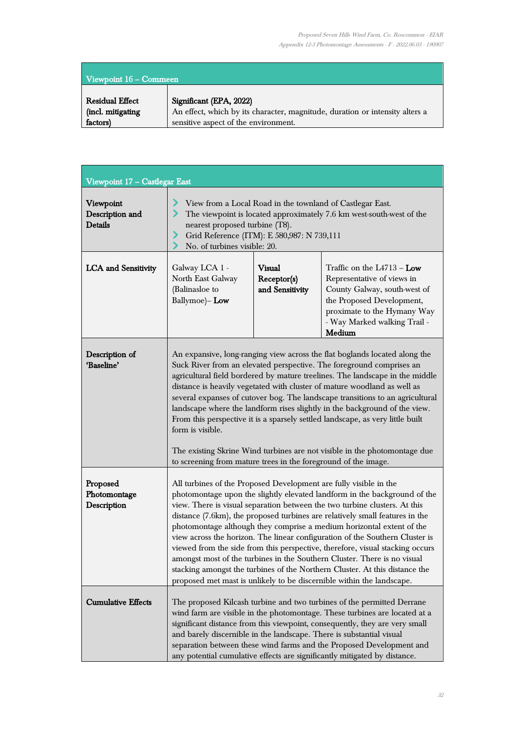| Viewpoint 16 – Commeen | |
|---|---|
| **Residual Effect (incl. mitigating factors)** | **Significant (EPA, 2022)**<br>An effect, which by its character, magnitude, duration or intensity alters a sensitive aspect of the environment. |

| Viewpoint 17 – Castlegar East | | | |
|---|---|---|---|
| **Viewpoint Description and Details** | - View from a Local Road in the townland of Castlegar East.<br>- The viewpoint is located approximately 7.6 km west-south-west of the nearest proposed turbine (T8).<br>- Grid Reference (ITM): E 580,987: N 739,111<br>- No. of turbines visible: 20. | | |
| **LCA and Sensitivity** | Galway LCA 1 - North East Galway (Balinasloe to Ballymoe)– **Low** | **Visual Receptor(s) and Sensitivity** | Traffic on the L4713 – **Low**<br>Representative of views in County Galway, south-west of the Proposed Development, proximate to the Hymany Way - Way Marked walking Trail - **Medium** |
| **Description of 'Baseline'** | An expansive, long-ranging view across the flat boglands located along the Suck River from an elevated perspective. The foreground comprises an agricultural field bordered by mature treelines. The landscape in the middle distance is heavily vegetated with cluster of mature woodland as well as several expanses of cutover bog. The landscape transitions to an agricultural landscape where the landform rises slightly in the background of the view. From this perspective it is a sparsely settled landscape, as very little built form is visible.<br><br>The existing Skrine Wind turbines are not visible in the photomontage due to screening from mature trees in the foreground of the image. | | |
| **Proposed Photomontage Description** | All turbines of the Proposed Development are fully visible in the photomontage upon the slightly elevated landform in the background of the view. There is visual separation between the two turbine clusters. At this distance (7.6km), the proposed turbines are relatively small features in the photomontage although they comprise a medium horizontal extent of the view across the horizon. The linear configuration of the Southern Cluster is viewed from the side from this perspective, therefore, visual stacking occurs amongst most of the turbines in the Southern Cluster. There is no visual stacking amongst the turbines of the Northern Cluster. At this distance the proposed met mast is unlikely to be discernible within the landscape. | | |
| **Cumulative Effects** | The proposed Kilcash turbine and two turbines of the permitted Derrane wind farm are visible in the photomontage. These turbines are located at a significant distance from this viewpoint, consequently, they are very small and barely discernible in the landscape. There is substantial visual separation between these wind farms and the Proposed Development and any potential cumulative effects are significantly mitigated by distance. | | |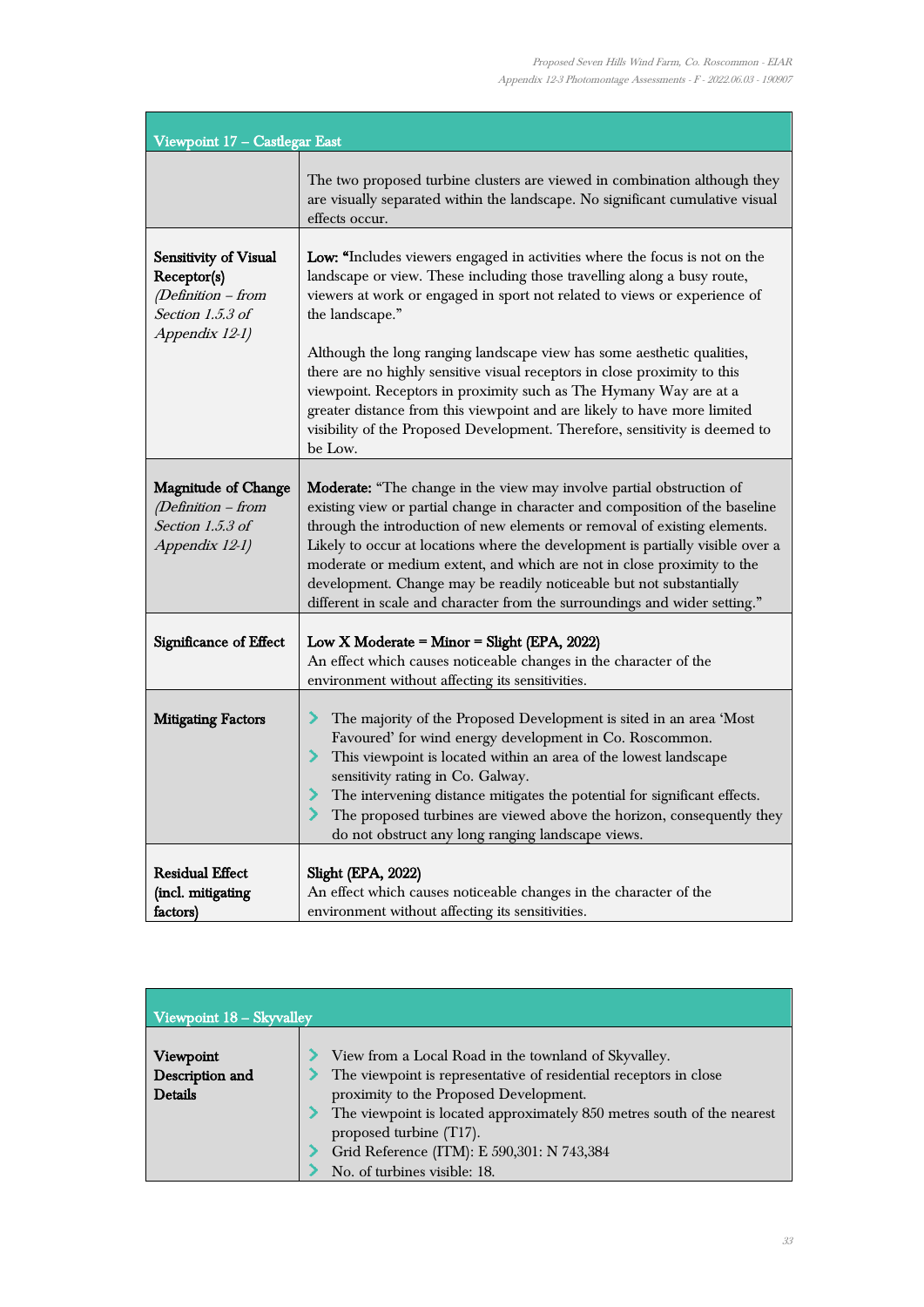| Viewpoint 17 – Castlegar East | |
|---|---|
| | The two proposed turbine clusters are viewed in combination although they are visually separated within the landscape. No significant cumulative visual effects occur. |
| **Sensitivity of Visual Receptor(s)** *(Definition – from Section 1.5.3 of Appendix 12-1)* | **Low:** "Includes viewers engaged in activities where the focus is not on the landscape or view. These including those travelling along a busy route, viewers at work or engaged in sport not related to views or experience of the landscape."<br><br>Although the long ranging landscape view has some aesthetic qualities, there are no highly sensitive visual receptors in close proximity to this viewpoint. Receptors in proximity such as The Hymany Way are at a greater distance from this viewpoint and are likely to have more limited visibility of the Proposed Development. Therefore, sensitivity is deemed to be Low. |
| **Magnitude of Change** *(Definition – from Section 1.5.3 of Appendix 12-1)* | **Moderate:** "The change in the view may involve partial obstruction of existing view or partial change in character and composition of the baseline through the introduction of new elements or removal of existing elements. Likely to occur at locations where the development is partially visible over a moderate or medium extent, and which are not in close proximity to the development. Change may be readily noticeable but not substantially different in scale and character from the surroundings and wider setting." |
| **Significance of Effect** | **Low X Moderate = Minor = Slight (EPA, 2022)**<br>An effect which causes noticeable changes in the character of the environment without affecting its sensitivities. |
| **Mitigating Factors** | - The majority of the Proposed Development is sited in an area 'Most Favoured' for wind energy development in Co. Roscommon.<br>- This viewpoint is located within an area of the lowest landscape sensitivity rating in Co. Galway.<br>- The intervening distance mitigates the potential for significant effects.<br>- The proposed turbines are viewed above the horizon, consequently they do not obstruct any long ranging landscape views. |
| **Residual Effect (incl. mitigating factors)** | **Slight (EPA, 2022)**<br>An effect which causes noticeable changes in the character of the environment without affecting its sensitivities. |

| Viewpoint 18 – Skyvalley | |
|---|---|
| **Viewpoint Description and Details** | - View from a Local Road in the townland of Skyvalley.<br>- The viewpoint is representative of residential receptors in close proximity to the Proposed Development.<br>- The viewpoint is located approximately 850 metres south of the nearest proposed turbine (T17).<br>- Grid Reference (ITM): E 590,301: N 743,384<br>- No. of turbines visible: 18. |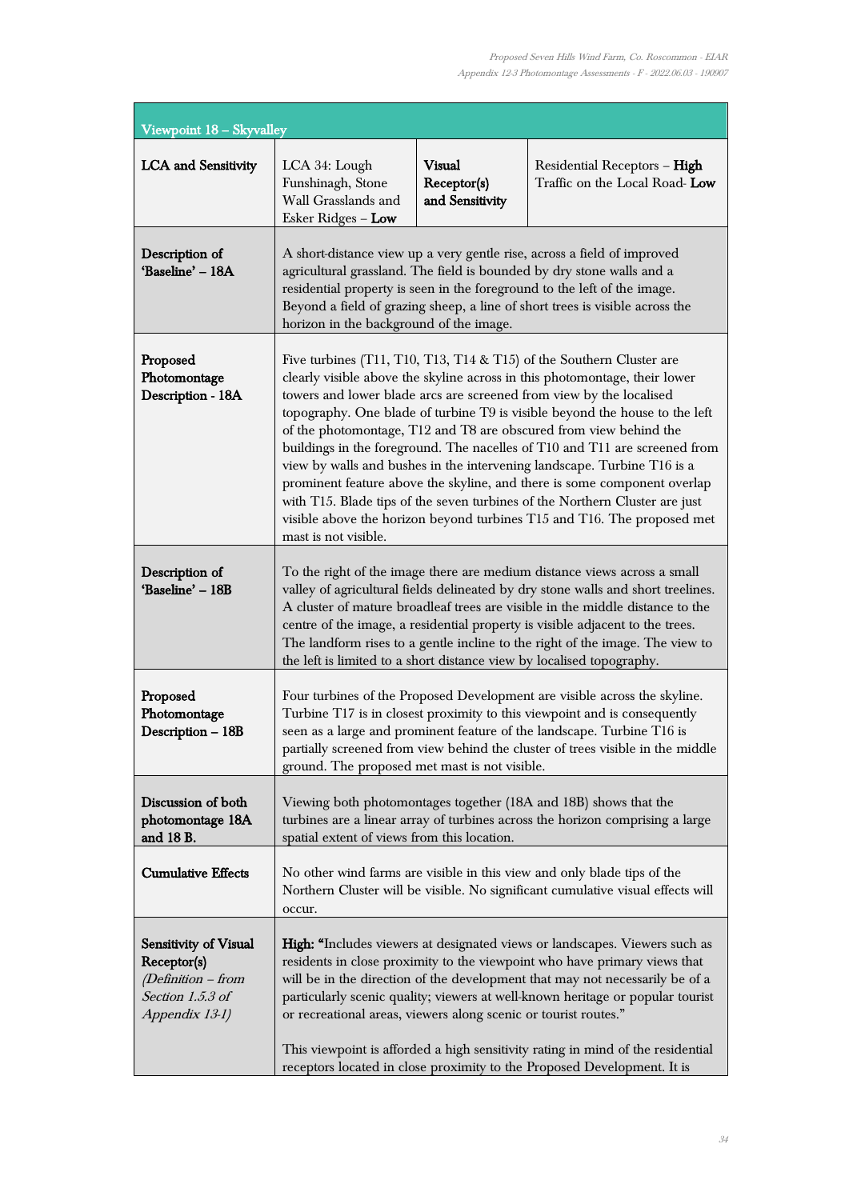| Viewpoint 18 – Skyvalley | | | |
|---|---|---|---|
| **LCA and Sensitivity** | LCA 34: Lough Funshinagh, Stone Wall Grasslands and Esker Ridges – **Low** | **Visual Receptor(s) and Sensitivity** | Residential Receptors – **High**<br>Traffic on the Local Road- **Low** |
| **Description of 'Baseline' – 18A** | A short-distance view up a very gentle rise, across a field of improved agricultural grassland. The field is bounded by dry stone walls and a residential property is seen in the foreground to the left of the image. Beyond a field of grazing sheep, a line of short trees is visible across the horizon in the background of the image. | | |
| **Proposed Photomontage Description - 18A** | Five turbines (T11, T10, T13, T14 & T15) of the Southern Cluster are clearly visible above the skyline across in this photomontage, their lower towers and lower blade arcs are screened from view by the localised topography. One blade of turbine T9 is visible beyond the house to the left of the photomontage, T12 and T8 are obscured from view behind the buildings in the foreground. The nacelles of T10 and T11 are screened from view by walls and bushes in the intervening landscape. Turbine T16 is a prominent feature above the skyline, and there is some component overlap with T15. Blade tips of the seven turbines of the Northern Cluster are just visible above the horizon beyond turbines T15 and T16. The proposed met mast is not visible. | | |
| **Description of 'Baseline' – 18B** | To the right of the image there are medium distance views across a small valley of agricultural fields delineated by dry stone walls and short treelines. A cluster of mature broadleaf trees are visible in the middle distance to the centre of the image, a residential property is visible adjacent to the trees. The landform rises to a gentle incline to the right of the image. The view to the left is limited to a short distance view by localised topography. | | |
| **Proposed Photomontage Description – 18B** | Four turbines of the Proposed Development are visible across the skyline. Turbine T17 is in closest proximity to this viewpoint and is consequently seen as a large and prominent feature of the landscape. Turbine T16 is partially screened from view behind the cluster of trees visible in the middle ground. The proposed met mast is not visible. | | |
| **Discussion of both photomontage 18A and 18 B.** | Viewing both photomontages together (18A and 18B) shows that the turbines are a linear array of turbines across the horizon comprising a large spatial extent of views from this location. | | |
| **Cumulative Effects** | No other wind farms are visible in this view and only blade tips of the Northern Cluster will be visible. No significant cumulative visual effects will occur. | | |
| **Sensitivity of Visual Receptor(s)** *(Definition – from Section 1.5.3 of Appendix 13-1)* | **High:** "Includes viewers at designated views or landscapes. Viewers such as residents in close proximity to the viewpoint who have primary views that will be in the direction of the development that may not necessarily be of a particularly scenic quality; viewers at well-known heritage or popular tourist or recreational areas, viewers along scenic or tourist routes."<br><br>This viewpoint is afforded a high sensitivity rating in mind of the residential receptors located in close proximity to the Proposed Development. It is | | |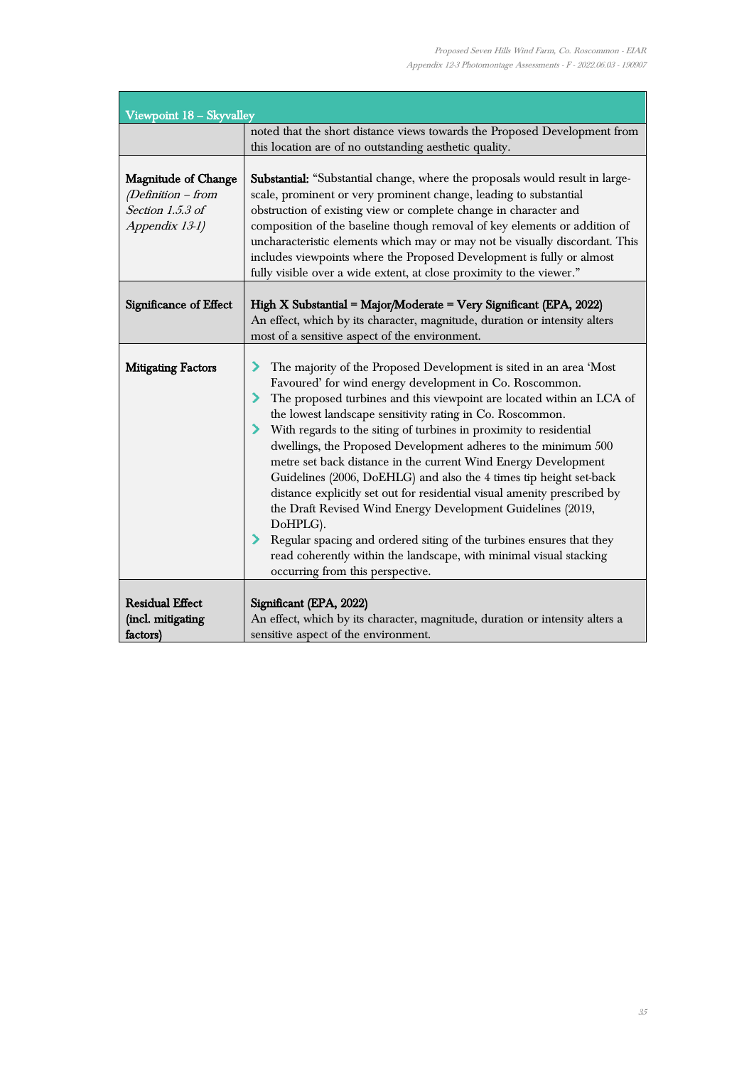| Viewpoint 18 – Skyvalley | |
|---|---|
| | noted that the short distance views towards the Proposed Development from this location are of no outstanding aesthetic quality. |
| **Magnitude of Change** *(Definition – from Section 1.5.3 of Appendix 13-1)* | **Substantial:** "Substantial change, where the proposals would result in large-scale, prominent or very prominent change, leading to substantial obstruction of existing view or complete change in character and composition of the baseline though removal of key elements or addition of uncharacteristic elements which may or may not be visually discordant. This includes viewpoints where the Proposed Development is fully or almost fully visible over a wide extent, at close proximity to the viewer." |
| **Significance of Effect** | **High X Substantial = Major/Moderate = Very Significant (EPA, 2022)**<br>An effect, which by its character, magnitude, duration or intensity alters most of a sensitive aspect of the environment. |
| **Mitigating Factors** | - The majority of the Proposed Development is sited in an area 'Most Favoured' for wind energy development in Co. Roscommon.<br>- The proposed turbines and this viewpoint are located within an LCA of the lowest landscape sensitivity rating in Co. Roscommon.<br>- With regards to the siting of turbines in proximity to residential dwellings, the Proposed Development adheres to the minimum 500 metre set back distance in the current Wind Energy Development Guidelines (2006, DoEHLG) and also the 4 times tip height set-back distance explicitly set out for residential visual amenity prescribed by the Draft Revised Wind Energy Development Guidelines (2019, DoHPLG).<br>- Regular spacing and ordered siting of the turbines ensures that they read coherently within the landscape, with minimal visual stacking occurring from this perspective. |
| **Residual Effect (incl. mitigating factors)** | **Significant (EPA, 2022)**<br>An effect, which by its character, magnitude, duration or intensity alters a sensitive aspect of the environment. |